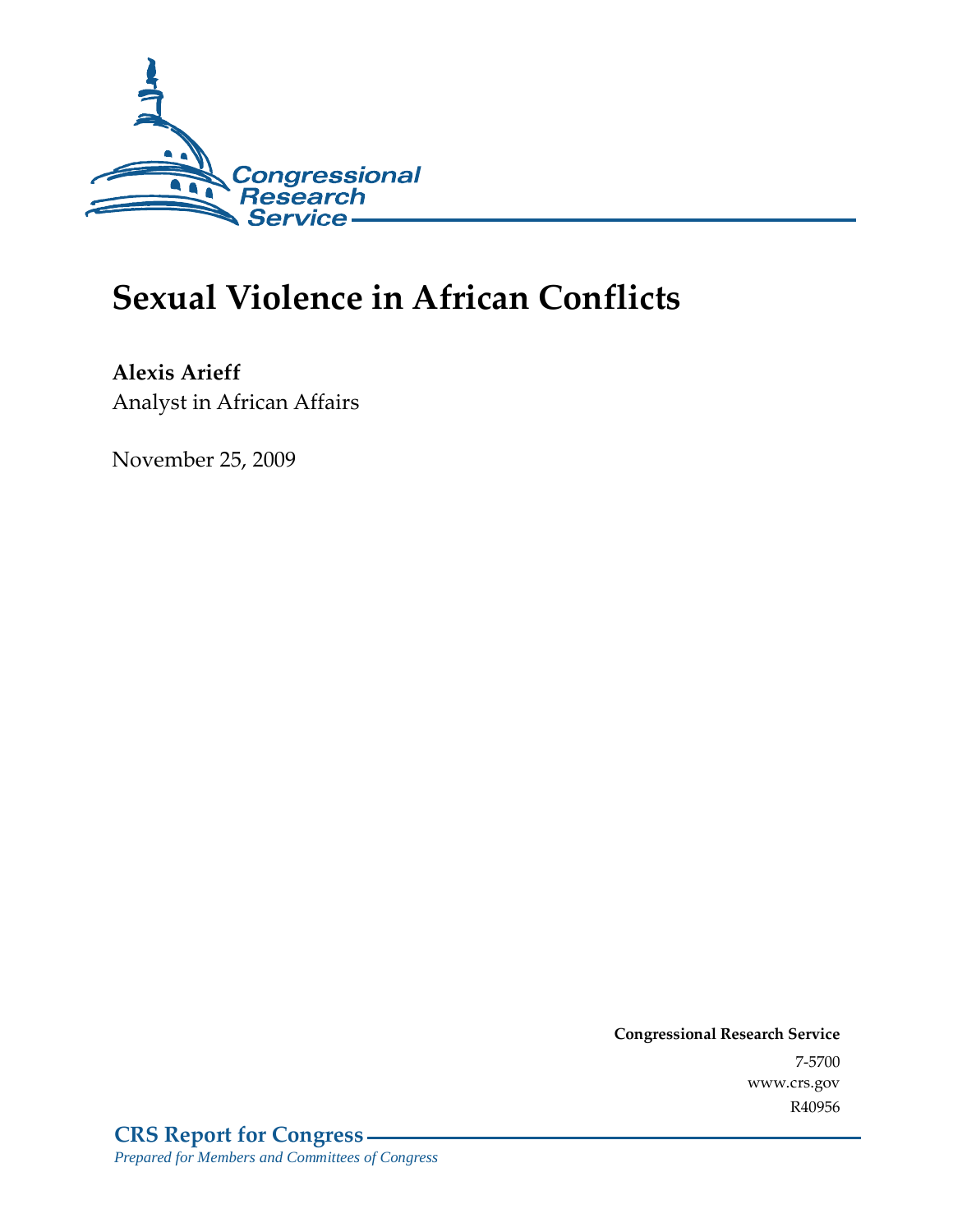Congressional Research Service

# Sexual Violence in African Conflicts

**Alexis Arieff**
Analyst in African Affairs

November 25, 2009

**Congressional Research Service**
7-5700
www.crs.gov
R40956

**CRS Report for Congress**
*Prepared for Members and Committees of Congress*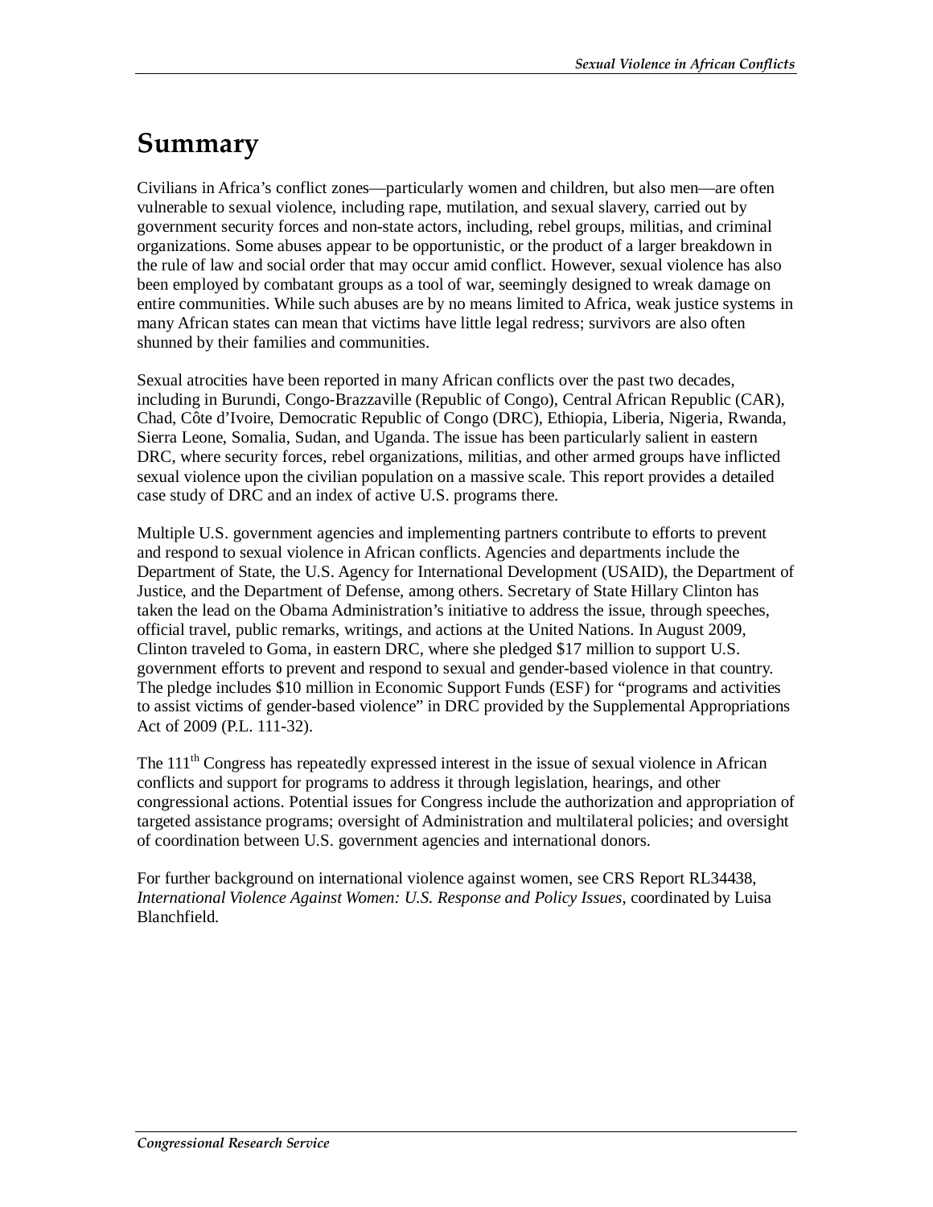# Summary

Civilians in Africa's conflict zones—particularly women and children, but also men—are often vulnerable to sexual violence, including rape, mutilation, and sexual slavery, carried out by government security forces and non-state actors, including, rebel groups, militias, and criminal organizations. Some abuses appear to be opportunistic, or the product of a larger breakdown in the rule of law and social order that may occur amid conflict. However, sexual violence has also been employed by combatant groups as a tool of war, seemingly designed to wreak damage on entire communities. While such abuses are by no means limited to Africa, weak justice systems in many African states can mean that victims have little legal redress; survivors are also often shunned by their families and communities.

Sexual atrocities have been reported in many African conflicts over the past two decades, including in Burundi, Congo-Brazzaville (Republic of Congo), Central African Republic (CAR), Chad, Côte d'Ivoire, Democratic Republic of Congo (DRC), Ethiopia, Liberia, Nigeria, Rwanda, Sierra Leone, Somalia, Sudan, and Uganda. The issue has been particularly salient in eastern DRC, where security forces, rebel organizations, militias, and other armed groups have inflicted sexual violence upon the civilian population on a massive scale. This report provides a detailed case study of DRC and an index of active U.S. programs there.

Multiple U.S. government agencies and implementing partners contribute to efforts to prevent and respond to sexual violence in African conflicts. Agencies and departments include the Department of State, the U.S. Agency for International Development (USAID), the Department of Justice, and the Department of Defense, among others. Secretary of State Hillary Clinton has taken the lead on the Obama Administration's initiative to address the issue, through speeches, official travel, public remarks, writings, and actions at the United Nations. In August 2009, Clinton traveled to Goma, in eastern DRC, where she pledged \$17 million to support U.S. government efforts to prevent and respond to sexual and gender-based violence in that country. The pledge includes \$10 million in Economic Support Funds (ESF) for "programs and activities to assist victims of gender-based violence" in DRC provided by the Supplemental Appropriations Act of 2009 (P.L. 111-32).

The 111th Congress has repeatedly expressed interest in the issue of sexual violence in African conflicts and support for programs to address it through legislation, hearings, and other congressional actions. Potential issues for Congress include the authorization and appropriation of targeted assistance programs; oversight of Administration and multilateral policies; and oversight of coordination between U.S. government agencies and international donors.

For further background on international violence against women, see CRS Report RL34438, *International Violence Against Women: U.S. Response and Policy Issues*, coordinated by Luisa Blanchfield.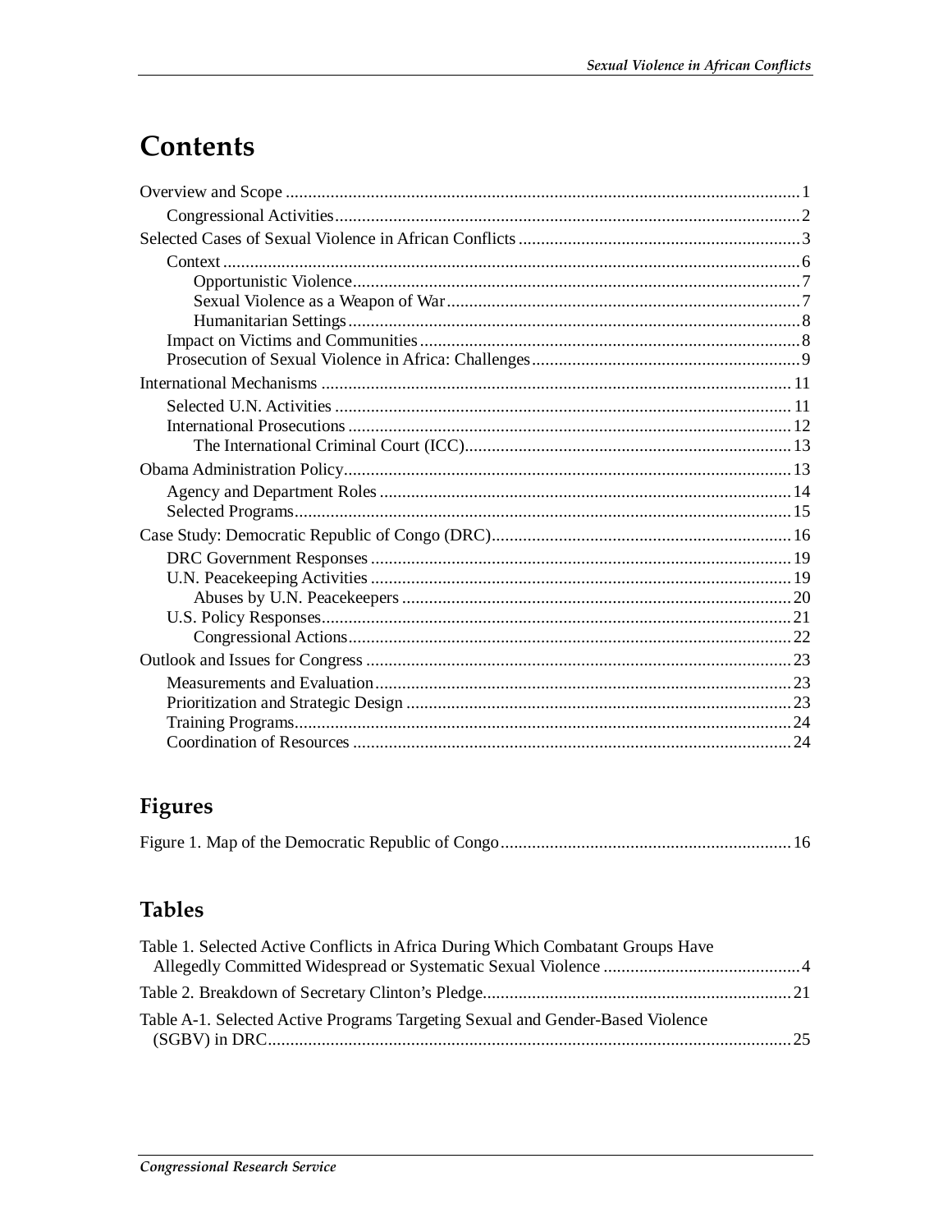# Contents

Overview and Scope ..... 1

- Congressional Activities ..... 2

Selected Cases of Sexual Violence in African Conflicts ..... 3

- Context ..... 6
  - Opportunistic Violence ..... 7
  - Sexual Violence as a Weapon of War ..... 7
  - Humanitarian Settings ..... 8
- Impact on Victims and Communities ..... 8
- Prosecution of Sexual Violence in Africa: Challenges ..... 9

International Mechanisms ..... 11

- Selected U.N. Activities ..... 11
- International Prosecutions ..... 12
  - The International Criminal Court (ICC) ..... 13

Obama Administration Policy ..... 13

- Agency and Department Roles ..... 14
- Selected Programs ..... 15

Case Study: Democratic Republic of Congo (DRC) ..... 16

- DRC Government Responses ..... 19
- U.N. Peacekeeping Activities ..... 19
  - Abuses by U.N. Peacekeepers ..... 20
- U.S. Policy Responses ..... 21
  - Congressional Actions ..... 22

Outlook and Issues for Congress ..... 23

- Measurements and Evaluation ..... 23
- Prioritization and Strategic Design ..... 23
- Training Programs ..... 24
- Coordination of Resources ..... 24

# Figures

Figure 1. Map of the Democratic Republic of Congo ..... 16

# Tables

Table 1. Selected Active Conflicts in Africa During Which Combatant Groups Have Allegedly Committed Widespread or Systematic Sexual Violence ..... 4

Table 2. Breakdown of Secretary Clinton's Pledge ..... 21

Table A-1. Selected Active Programs Targeting Sexual and Gender-Based Violence (SGBV) in DRC ..... 25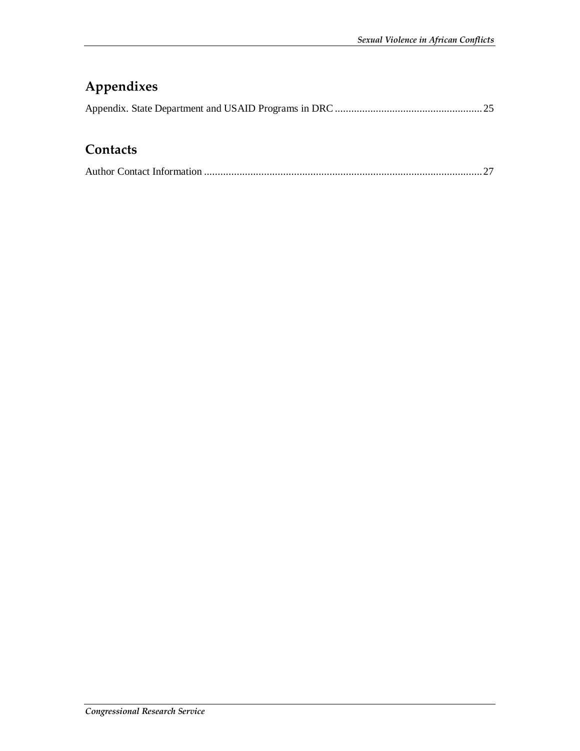## Appendixes

Appendix. State Department and USAID Programs in DRC ...................................................... 25

## Contacts

Author Contact Information ...................................................................................................... 27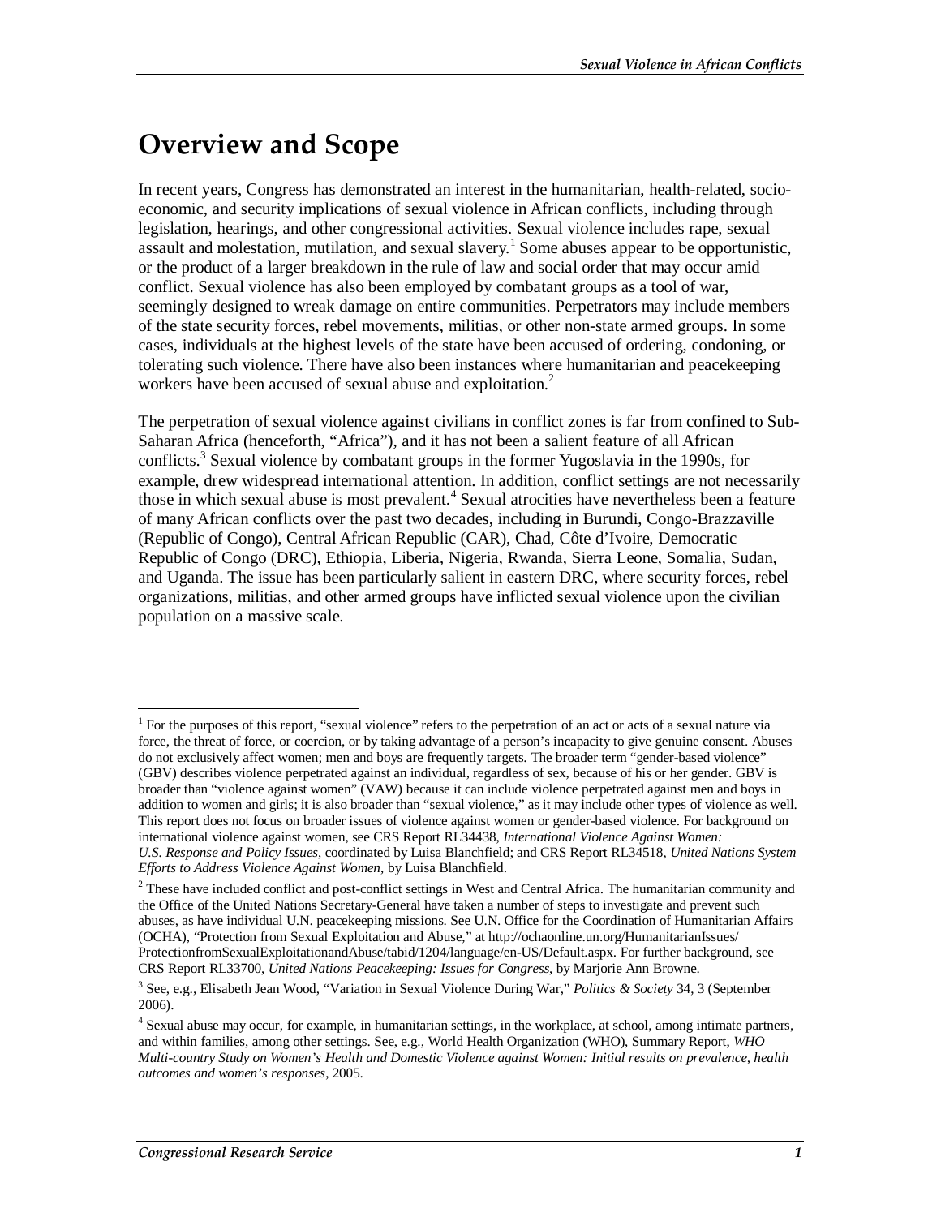# Overview and Scope

In recent years, Congress has demonstrated an interest in the humanitarian, health-related, socio-economic, and security implications of sexual violence in African conflicts, including through legislation, hearings, and other congressional activities. Sexual violence includes rape, sexual assault and molestation, mutilation, and sexual slavery.[1] Some abuses appear to be opportunistic, or the product of a larger breakdown in the rule of law and social order that may occur amid conflict. Sexual violence has also been employed by combatant groups as a tool of war, seemingly designed to wreak damage on entire communities. Perpetrators may include members of the state security forces, rebel movements, militias, or other non-state armed groups. In some cases, individuals at the highest levels of the state have been accused of ordering, condoning, or tolerating such violence. There have also been instances where humanitarian and peacekeeping workers have been accused of sexual abuse and exploitation.[2]

The perpetration of sexual violence against civilians in conflict zones is far from confined to Sub-Saharan Africa (henceforth, "Africa"), and it has not been a salient feature of all African conflicts.[3] Sexual violence by combatant groups in the former Yugoslavia in the 1990s, for example, drew widespread international attention. In addition, conflict settings are not necessarily those in which sexual abuse is most prevalent.[4] Sexual atrocities have nevertheless been a feature of many African conflicts over the past two decades, including in Burundi, Congo-Brazzaville (Republic of Congo), Central African Republic (CAR), Chad, Côte d'Ivoire, Democratic Republic of Congo (DRC), Ethiopia, Liberia, Nigeria, Rwanda, Sierra Leone, Somalia, Sudan, and Uganda. The issue has been particularly salient in eastern DRC, where security forces, rebel organizations, militias, and other armed groups have inflicted sexual violence upon the civilian population on a massive scale.

---

[1] For the purposes of this report, "sexual violence" refers to the perpetration of an act or acts of a sexual nature via force, the threat of force, or coercion, or by taking advantage of a person's incapacity to give genuine consent. Abuses do not exclusively affect women; men and boys are frequently targets. The broader term "gender-based violence" (GBV) describes violence perpetrated against an individual, regardless of sex, because of his or her gender. GBV is broader than "violence against women" (VAW) because it can include violence perpetrated against men and boys in addition to women and girls; it is also broader than "sexual violence," as it may include other types of violence as well. This report does not focus on broader issues of violence against women or gender-based violence. For background on international violence against women, see CRS Report RL34438, *International Violence Against Women: U.S. Response and Policy Issues*, coordinated by Luisa Blanchfield; and CRS Report RL34518, *United Nations System Efforts to Address Violence Against Women*, by Luisa Blanchfield.

[2] These have included conflict and post-conflict settings in West and Central Africa. The humanitarian community and the Office of the United Nations Secretary-General have taken a number of steps to investigate and prevent such abuses, as have individual U.N. peacekeeping missions. See U.N. Office for the Coordination of Humanitarian Affairs (OCHA), "Protection from Sexual Exploitation and Abuse," at http://ochaonline.un.org/HumanitarianIssues/ProtectionfromSexualExploitationandAbuse/tabid/1204/language/en-US/Default.aspx. For further background, see CRS Report RL33700, *United Nations Peacekeeping: Issues for Congress*, by Marjorie Ann Browne.

[3] See, e.g., Elisabeth Jean Wood, "Variation in Sexual Violence During War," *Politics & Society* 34, 3 (September 2006).

[4] Sexual abuse may occur, for example, in humanitarian settings, in the workplace, at school, among intimate partners, and within families, among other settings. See, e.g., World Health Organization (WHO), Summary Report, *WHO Multi-country Study on Women's Health and Domestic Violence against Women: Initial results on prevalence, health outcomes and women's responses*, 2005.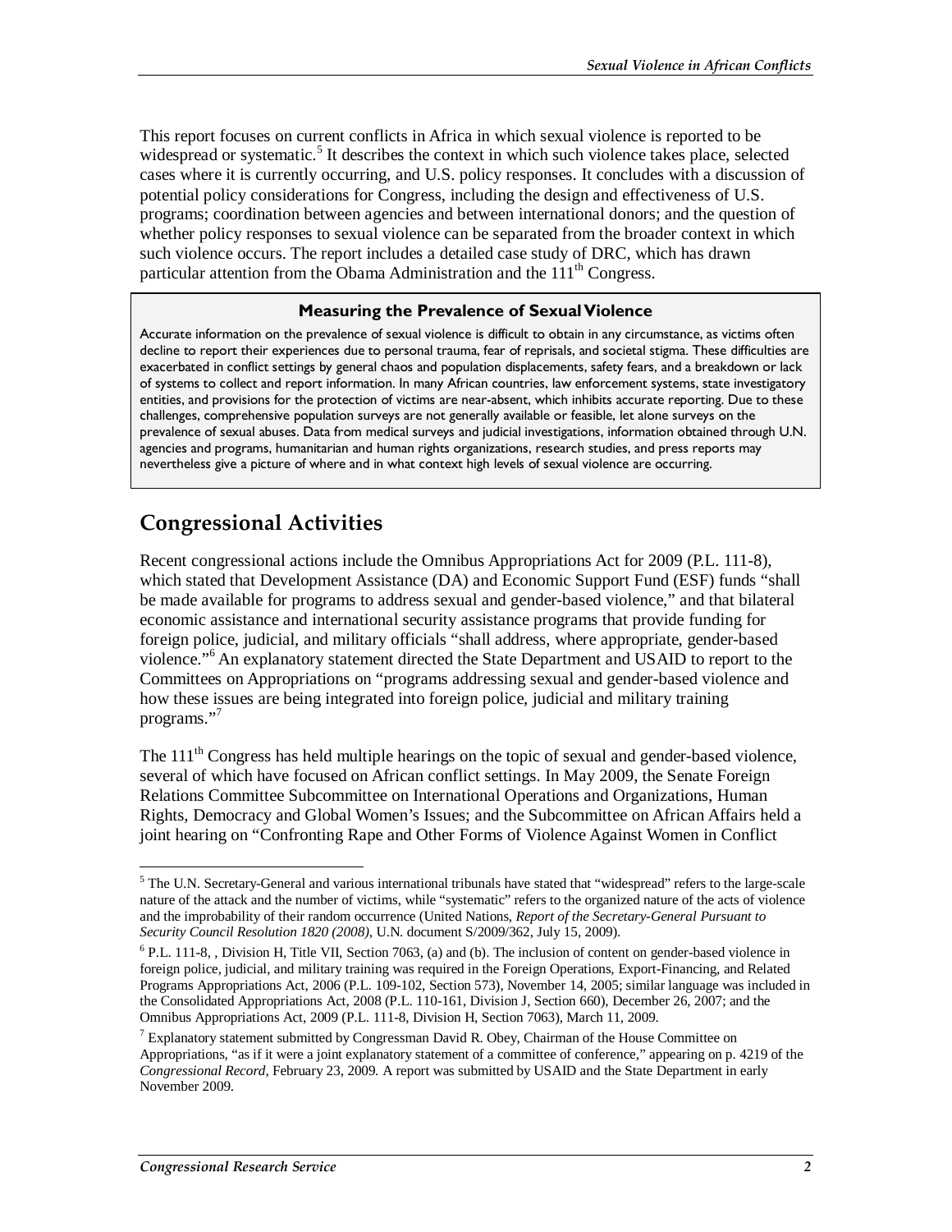This report focuses on current conflicts in Africa in which sexual violence is reported to be widespread or systematic.[5] It describes the context in which such violence takes place, selected cases where it is currently occurring, and U.S. policy responses. It concludes with a discussion of potential policy considerations for Congress, including the design and effectiveness of U.S. programs; coordination between agencies and between international donors; and the question of whether policy responses to sexual violence can be separated from the broader context in which such violence occurs. The report includes a detailed case study of DRC, which has drawn particular attention from the Obama Administration and the 111th Congress.

> **Measuring the Prevalence of Sexual Violence**
>
> Accurate information on the prevalence of sexual violence is difficult to obtain in any circumstance, as victims often decline to report their experiences due to personal trauma, fear of reprisals, and societal stigma. These difficulties are exacerbated in conflict settings by general chaos and population displacements, safety fears, and a breakdown or lack of systems to collect and report information. In many African countries, law enforcement systems, state investigatory entities, and provisions for the protection of victims are near-absent, which inhibits accurate reporting. Due to these challenges, comprehensive population surveys are not generally available or feasible, let alone surveys on the prevalence of sexual abuses. Data from medical surveys and judicial investigations, information obtained through U.N. agencies and programs, humanitarian and human rights organizations, research studies, and press reports may nevertheless give a picture of where and in what context high levels of sexual violence are occurring.

## Congressional Activities

Recent congressional actions include the Omnibus Appropriations Act for 2009 (P.L. 111-8), which stated that Development Assistance (DA) and Economic Support Fund (ESF) funds "shall be made available for programs to address sexual and gender-based violence," and that bilateral economic assistance and international security assistance programs that provide funding for foreign police, judicial, and military officials "shall address, where appropriate, gender-based violence."[6] An explanatory statement directed the State Department and USAID to report to the Committees on Appropriations on "programs addressing sexual and gender-based violence and how these issues are being integrated into foreign police, judicial and military training programs."[7]

The 111th Congress has held multiple hearings on the topic of sexual and gender-based violence, several of which have focused on African conflict settings. In May 2009, the Senate Foreign Relations Committee Subcommittee on International Operations and Organizations, Human Rights, Democracy and Global Women's Issues; and the Subcommittee on African Affairs held a joint hearing on "Confronting Rape and Other Forms of Violence Against Women in Conflict

---

[5] The U.N. Secretary-General and various international tribunals have stated that "widespread" refers to the large-scale nature of the attack and the number of victims, while "systematic" refers to the organized nature of the acts of violence and the improbability of their random occurrence (United Nations, *Report of the Secretary-General Pursuant to Security Council Resolution 1820 (2008)*, U.N. document S/2009/362, July 15, 2009).

[6] P.L. 111-8, , Division H, Title VII, Section 7063, (a) and (b). The inclusion of content on gender-based violence in foreign police, judicial, and military training was required in the Foreign Operations, Export-Financing, and Related Programs Appropriations Act, 2006 (P.L. 109-102, Section 573), November 14, 2005; similar language was included in the Consolidated Appropriations Act, 2008 (P.L. 110-161, Division J, Section 660), December 26, 2007; and the Omnibus Appropriations Act, 2009 (P.L. 111-8, Division H, Section 7063), March 11, 2009.

[7] Explanatory statement submitted by Congressman David R. Obey, Chairman of the House Committee on Appropriations, "as if it were a joint explanatory statement of a committee of conference," appearing on p. 4219 of the *Congressional Record*, February 23, 2009. A report was submitted by USAID and the State Department in early November 2009.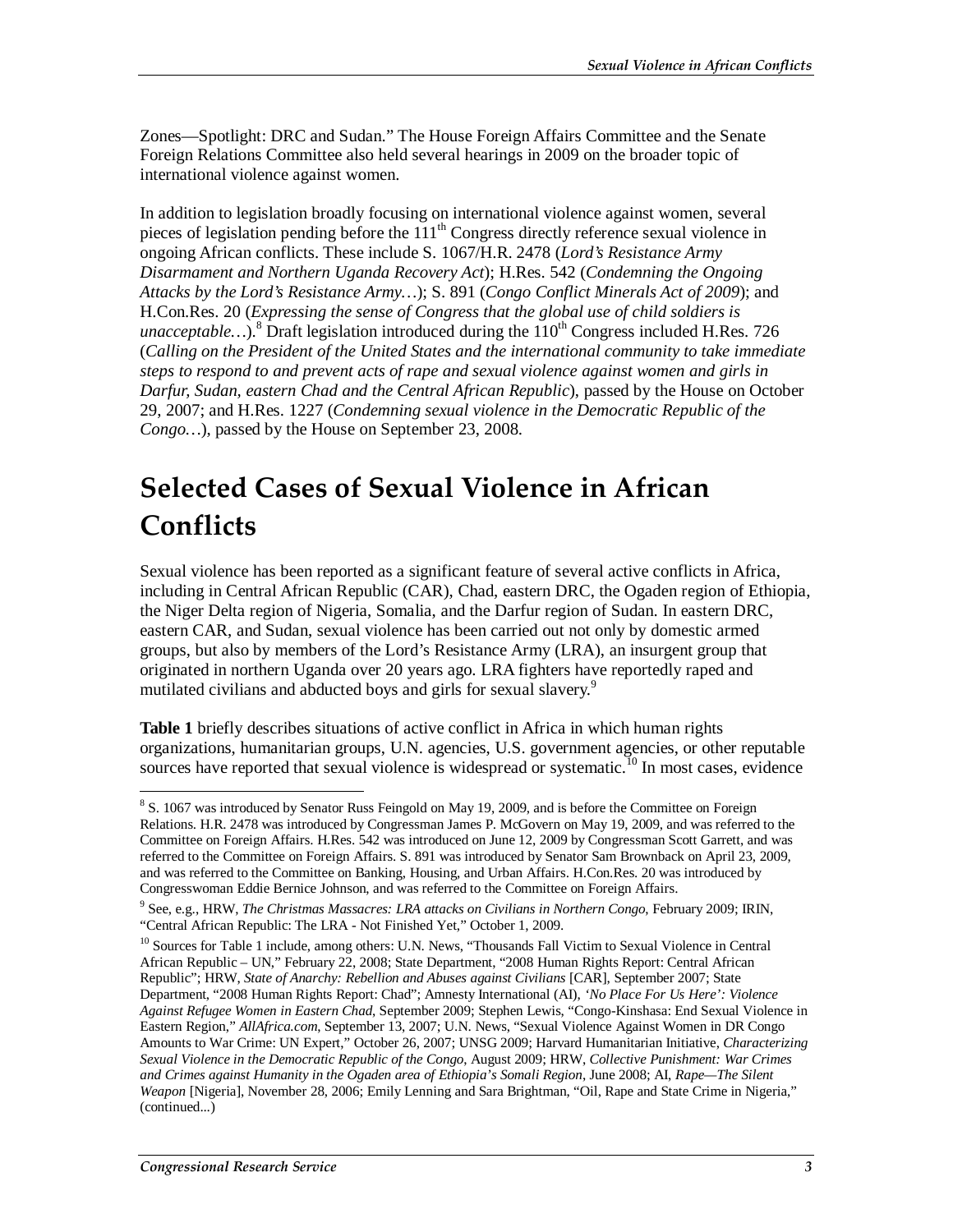Zones—Spotlight: DRC and Sudan." The House Foreign Affairs Committee and the Senate Foreign Relations Committee also held several hearings in 2009 on the broader topic of international violence against women.

In addition to legislation broadly focusing on international violence against women, several pieces of legislation pending before the 111th Congress directly reference sexual violence in ongoing African conflicts. These include S. 1067/H.R. 2478 (*Lord's Resistance Army Disarmament and Northern Uganda Recovery Act*); H.Res. 542 (*Condemning the Ongoing Attacks by the Lord's Resistance Army…*); S. 891 (*Congo Conflict Minerals Act of 2009*); and H.Con.Res. 20 (*Expressing the sense of Congress that the global use of child soldiers is unacceptable…*).[8] Draft legislation introduced during the 110th Congress included H.Res. 726 (*Calling on the President of the United States and the international community to take immediate steps to respond to and prevent acts of rape and sexual violence against women and girls in Darfur, Sudan, eastern Chad and the Central African Republic*), passed by the House on October 29, 2007; and H.Res. 1227 (*Condemning sexual violence in the Democratic Republic of the Congo…*), passed by the House on September 23, 2008.

# Selected Cases of Sexual Violence in African Conflicts

Sexual violence has been reported as a significant feature of several active conflicts in Africa, including in Central African Republic (CAR), Chad, eastern DRC, the Ogaden region of Ethiopia, the Niger Delta region of Nigeria, Somalia, and the Darfur region of Sudan. In eastern DRC, eastern CAR, and Sudan, sexual violence has been carried out not only by domestic armed groups, but also by members of the Lord's Resistance Army (LRA), an insurgent group that originated in northern Uganda over 20 years ago. LRA fighters have reportedly raped and mutilated civilians and abducted boys and girls for sexual slavery.[9]

**Table 1** briefly describes situations of active conflict in Africa in which human rights organizations, humanitarian groups, U.N. agencies, U.S. government agencies, or other reputable sources have reported that sexual violence is widespread or systematic.[10] In most cases, evidence

---

[8] S. 1067 was introduced by Senator Russ Feingold on May 19, 2009, and is before the Committee on Foreign Relations. H.R. 2478 was introduced by Congressman James P. McGovern on May 19, 2009, and was referred to the Committee on Foreign Affairs. H.Res. 542 was introduced on June 12, 2009 by Congressman Scott Garrett, and was referred to the Committee on Foreign Affairs. S. 891 was introduced by Senator Sam Brownback on April 23, 2009, and was referred to the Committee on Banking, Housing, and Urban Affairs. H.Con.Res. 20 was introduced by Congresswoman Eddie Bernice Johnson, and was referred to the Committee on Foreign Affairs.

[9] See, e.g., HRW, *The Christmas Massacres: LRA attacks on Civilians in Northern Congo*, February 2009; IRIN, "Central African Republic: The LRA - Not Finished Yet," October 1, 2009.

[10] Sources for Table 1 include, among others: U.N. News, "Thousands Fall Victim to Sexual Violence in Central African Republic – UN," February 22, 2008; State Department, "2008 Human Rights Report: Central African Republic"; HRW, *State of Anarchy: Rebellion and Abuses against Civilians* [CAR], September 2007; State Department, "2008 Human Rights Report: Chad"; Amnesty International (AI), *'No Place For Us Here': Violence Against Refugee Women in Eastern Chad*, September 2009; Stephen Lewis, "Congo-Kinshasa: End Sexual Violence in Eastern Region," *AllAfrica.com*, September 13, 2007; U.N. News, "Sexual Violence Against Women in DR Congo Amounts to War Crime: UN Expert," October 26, 2007; UNSG 2009; Harvard Humanitarian Initiative, *Characterizing Sexual Violence in the Democratic Republic of the Congo*, August 2009; HRW, *Collective Punishment: War Crimes and Crimes against Humanity in the Ogaden area of Ethiopia's Somali Region*, June 2008; AI, *Rape—The Silent Weapon* [Nigeria], November 28, 2006; Emily Lenning and Sara Brightman, "Oil, Rape and State Crime in Nigeria," (continued...)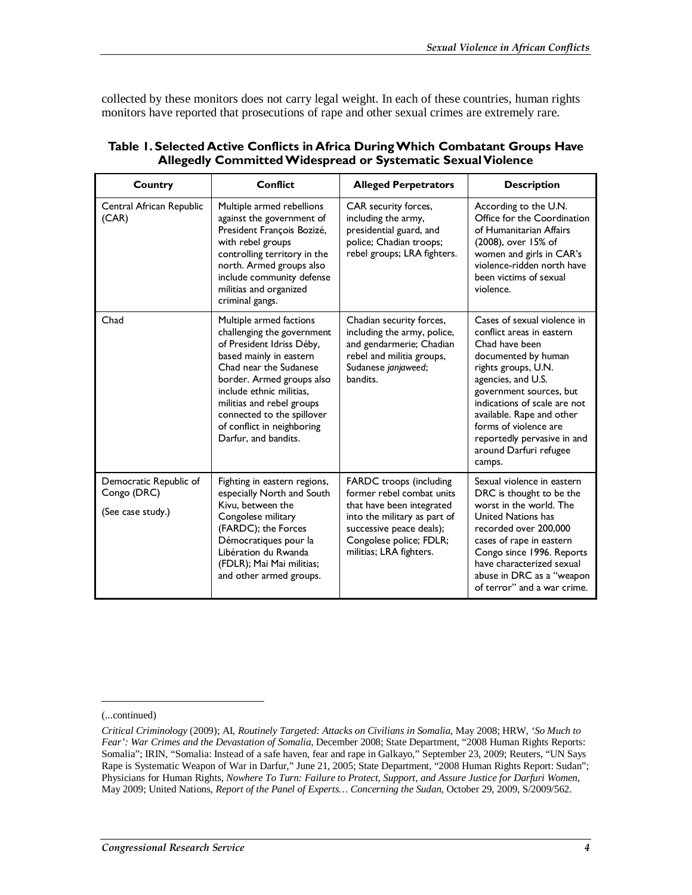collected by these monitors does not carry legal weight. In each of these countries, human rights monitors have reported that prosecutions of rape and other sexual crimes are extremely rare.

**Table 1. Selected Active Conflicts in Africa During Which Combatant Groups Have Allegedly Committed Widespread or Systematic Sexual Violence**

| Country | Conflict | Alleged Perpetrators | Description |
|---|---|---|---|
| Central African Republic (CAR) | Multiple armed rebellions against the government of President François Bozizé, with rebel groups controlling territory in the north. Armed groups also include community defense militias and organized criminal gangs. | CAR security forces, including the army, presidential guard, and police; Chadian troops; rebel groups; LRA fighters. | According to the U.N. Office for the Coordination of Humanitarian Affairs (2008), over 15% of women and girls in CAR's violence-ridden north have been victims of sexual violence. |
| Chad | Multiple armed factions challenging the government of President Idriss Déby, based mainly in eastern Chad near the Sudanese border. Armed groups also include ethnic militias, militias and rebel groups connected to the spillover of conflict in neighboring Darfur, and bandits. | Chadian security forces, including the army, police, and gendarmerie; Chadian rebel and militia groups, Sudanese *janjaweed*; bandits. | Cases of sexual violence in conflict areas in eastern Chad have been documented by human rights groups, U.N. agencies, and U.S. government sources, but indications of scale are not available. Rape and other forms of violence are reportedly pervasive in and around Darfuri refugee camps. |
| Democratic Republic of Congo (DRC)<br><br>(See case study.) | Fighting in eastern regions, especially North and South Kivu, between the Congolese military (FARDC); the Forces Démocratiques pour la Libération du Rwanda (FDLR); Mai Mai militias; and other armed groups. | FARDC troops (including former rebel combat units that have been integrated into the military as part of successive peace deals); Congolese police; FDLR; militias; LRA fighters. | Sexual violence in eastern DRC is thought to be the worst in the world. The United Nations has recorded over 200,000 cases of rape in eastern Congo since 1996. Reports have characterized sexual abuse in DRC as a "weapon of terror" and a war crime. |

(...continued)

*Critical Criminology* (2009); AI, *Routinely Targeted: Attacks on Civilians in Somalia*, May 2008; HRW, *'So Much to Fear': War Crimes and the Devastation of Somalia*, December 2008; State Department, "2008 Human Rights Reports: Somalia"; IRIN, "Somalia: Instead of a safe haven, fear and rape in Galkayo," September 23, 2009; Reuters, "UN Says Rape is Systematic Weapon of War in Darfur," June 21, 2005; State Department, "2008 Human Rights Report: Sudan"; Physicians for Human Rights, *Nowhere To Turn: Failure to Protect, Support, and Assure Justice for Darfuri Women*, May 2009; United Nations, *Report of the Panel of Experts… Concerning the Sudan*, October 29, 2009, S/2009/562.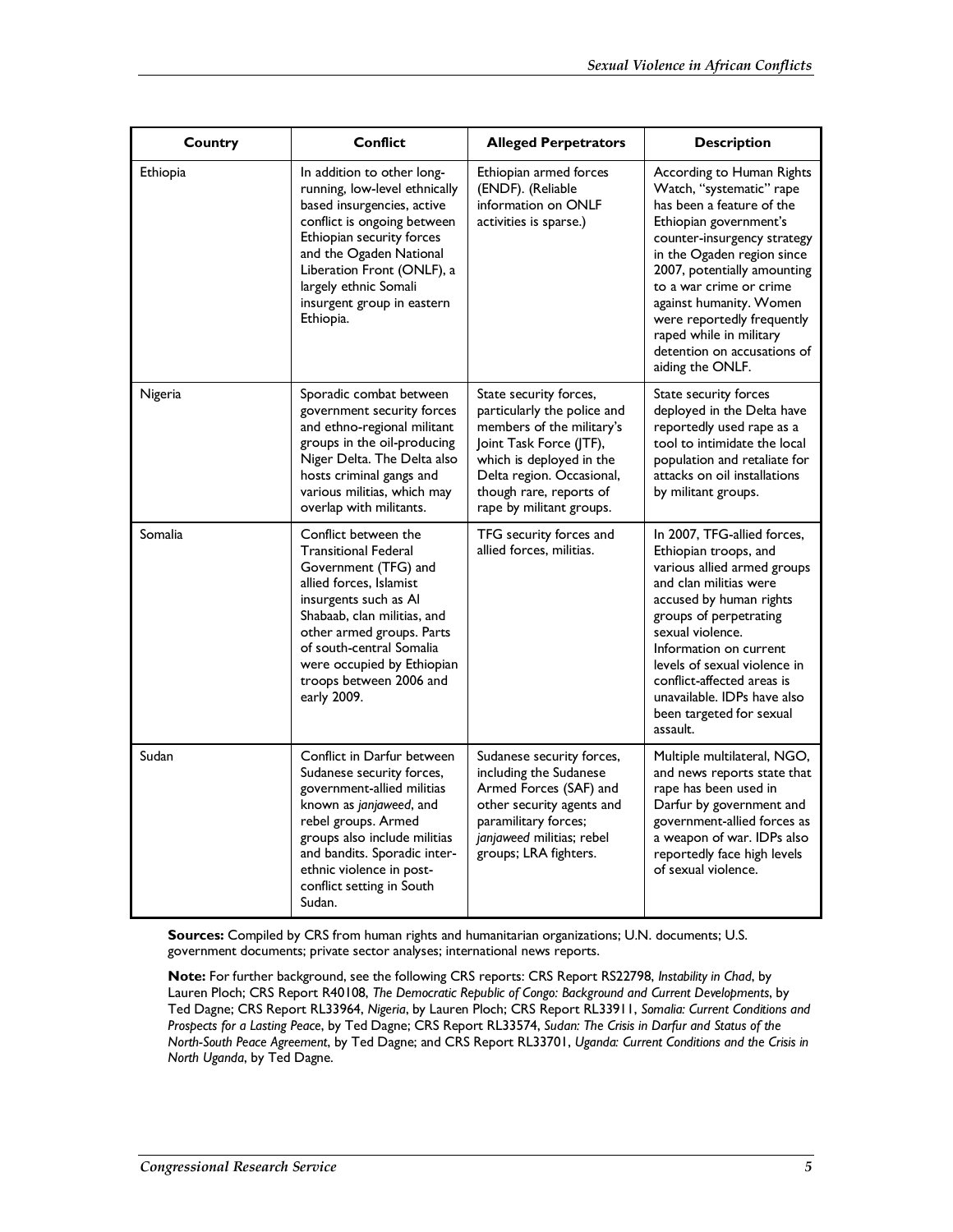| Country | Conflict | Alleged Perpetrators | Description |
| --- | --- | --- | --- |
| Ethiopia | In addition to other long-running, low-level ethnically based insurgencies, active conflict is ongoing between Ethiopian security forces and the Ogaden National Liberation Front (ONLF), a largely ethnic Somali insurgent group in eastern Ethiopia. | Ethiopian armed forces (ENDF). (Reliable information on ONLF activities is sparse.) | According to Human Rights Watch, "systematic" rape has been a feature of the Ethiopian government's counter-insurgency strategy in the Ogaden region since 2007, potentially amounting to a war crime or crime against humanity. Women were reportedly frequently raped while in military detention on accusations of aiding the ONLF. |
| Nigeria | Sporadic combat between government security forces and ethno-regional militant groups in the oil-producing Niger Delta. The Delta also hosts criminal gangs and various militias, which may overlap with militants. | State security forces, particularly the police and members of the military's Joint Task Force (JTF), which is deployed in the Delta region. Occasional, though rare, reports of rape by militant groups. | State security forces deployed in the Delta have reportedly used rape as a tool to intimidate the local population and retaliate for attacks on oil installations by militant groups. |
| Somalia | Conflict between the Transitional Federal Government (TFG) and allied forces, Islamist insurgents such as Al Shabaab, clan militias, and other armed groups. Parts of south-central Somalia were occupied by Ethiopian troops between 2006 and early 2009. | TFG security forces and allied forces, militias. | In 2007, TFG-allied forces, Ethiopian troops, and various allied armed groups and clan militias were accused by human rights groups of perpetrating sexual violence. Information on current levels of sexual violence in conflict-affected areas is unavailable. IDPs have also been targeted for sexual assault. |
| Sudan | Conflict in Darfur between Sudanese security forces, government-allied militias known as *janjaweed*, and rebel groups. Armed groups also include militias and bandits. Sporadic inter-ethnic violence in post-conflict setting in South Sudan. | Sudanese security forces, including the Sudanese Armed Forces (SAF) and other security agents and paramilitary forces; *janjaweed* militias; rebel groups; LRA fighters. | Multiple multilateral, NGO, and news reports state that rape has been used in Darfur by government and government-allied forces as a weapon of war. IDPs also reportedly face high levels of sexual violence. |

**Sources:** Compiled by CRS from human rights and humanitarian organizations; U.N. documents; U.S. government documents; private sector analyses; international news reports.

**Note:** For further background, see the following CRS reports: CRS Report RS22798, *Instability in Chad*, by Lauren Ploch; CRS Report R40108, *The Democratic Republic of Congo: Background and Current Developments*, by Ted Dagne; CRS Report RL33964, *Nigeria*, by Lauren Ploch; CRS Report RL33911, *Somalia: Current Conditions and Prospects for a Lasting Peace*, by Ted Dagne; CRS Report RL33574, *Sudan: The Crisis in Darfur and Status of the North-South Peace Agreement*, by Ted Dagne; and CRS Report RL33701, *Uganda: Current Conditions and the Crisis in North Uganda*, by Ted Dagne.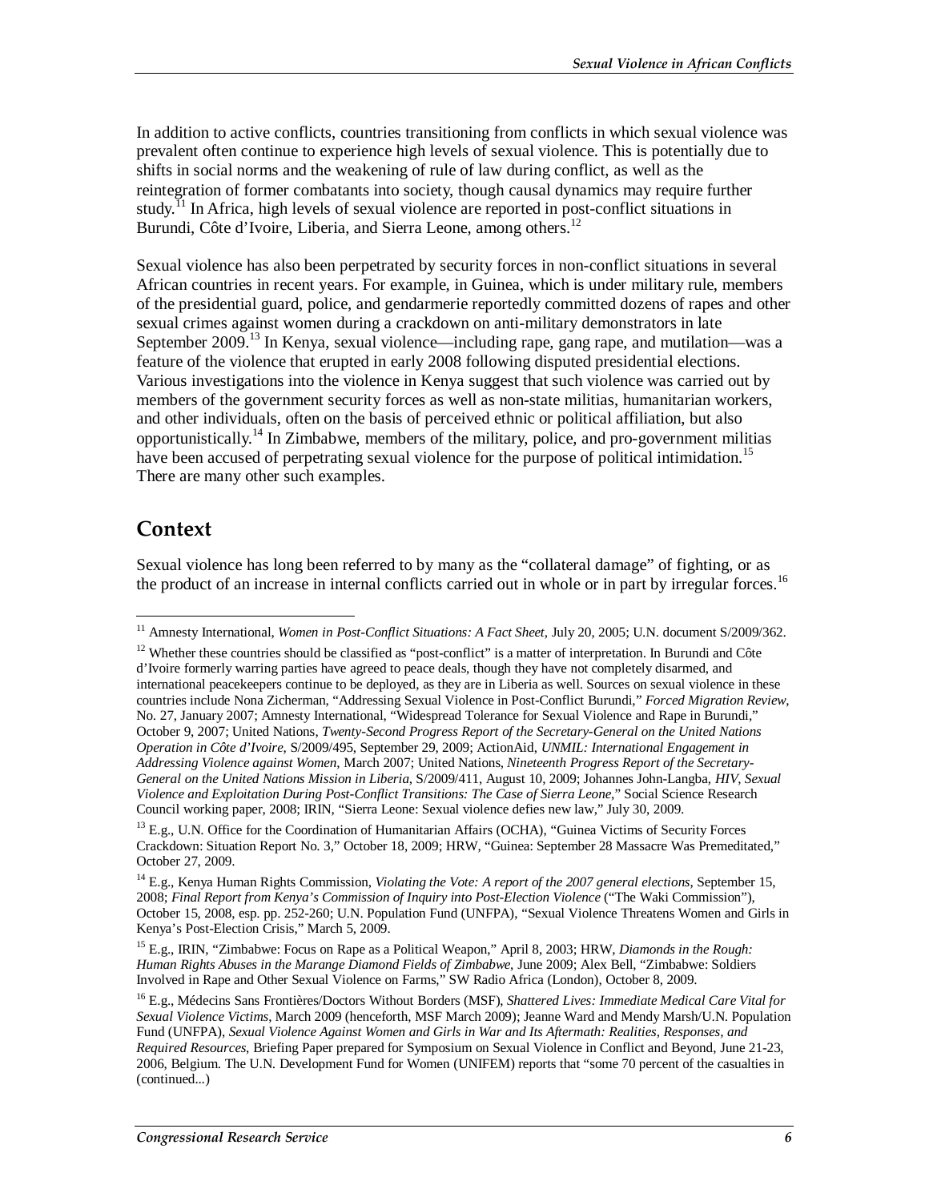In addition to active conflicts, countries transitioning from conflicts in which sexual violence was prevalent often continue to experience high levels of sexual violence. This is potentially due to shifts in social norms and the weakening of rule of law during conflict, as well as the reintegration of former combatants into society, though causal dynamics may require further study.[11] In Africa, high levels of sexual violence are reported in post-conflict situations in Burundi, Côte d'Ivoire, Liberia, and Sierra Leone, among others.[12]

Sexual violence has also been perpetrated by security forces in non-conflict situations in several African countries in recent years. For example, in Guinea, which is under military rule, members of the presidential guard, police, and gendarmerie reportedly committed dozens of rapes and other sexual crimes against women during a crackdown on anti-military demonstrators in late September 2009.[13] In Kenya, sexual violence—including rape, gang rape, and mutilation—was a feature of the violence that erupted in early 2008 following disputed presidential elections. Various investigations into the violence in Kenya suggest that such violence was carried out by members of the government security forces as well as non-state militias, humanitarian workers, and other individuals, often on the basis of perceived ethnic or political affiliation, but also opportunistically.[14] In Zimbabwe, members of the military, police, and pro-government militias have been accused of perpetrating sexual violence for the purpose of political intimidation.[15] There are many other such examples.

## Context

Sexual violence has long been referred to by many as the "collateral damage" of fighting, or as the product of an increase in internal conflicts carried out in whole or in part by irregular forces.[16]

---

[11] Amnesty International, *Women in Post-Conflict Situations: A Fact Sheet*, July 20, 2005; U.N. document S/2009/362.

[12] Whether these countries should be classified as "post-conflict" is a matter of interpretation. In Burundi and Côte d'Ivoire formerly warring parties have agreed to peace deals, though they have not completely disarmed, and international peacekeepers continue to be deployed, as they are in Liberia as well. Sources on sexual violence in these countries include Nona Zicherman, "Addressing Sexual Violence in Post-Conflict Burundi," *Forced Migration Review*, No. 27, January 2007; Amnesty International, "Widespread Tolerance for Sexual Violence and Rape in Burundi," October 9, 2007; United Nations, *Twenty-Second Progress Report of the Secretary-General on the United Nations Operation in Côte d'Ivoire*, S/2009/495, September 29, 2009; ActionAid, *UNMIL: International Engagement in Addressing Violence against Women*, March 2007; United Nations, *Nineteenth Progress Report of the Secretary-General on the United Nations Mission in Liberia*, S/2009/411, August 10, 2009; Johannes John-Langba, *HIV, Sexual Violence and Exploitation During Post-Conflict Transitions: The Case of Sierra Leone*," Social Science Research Council working paper, 2008; IRIN, "Sierra Leone: Sexual violence defies new law," July 30, 2009.

[13] E.g., U.N. Office for the Coordination of Humanitarian Affairs (OCHA), "Guinea Victims of Security Forces Crackdown: Situation Report No. 3," October 18, 2009; HRW, "Guinea: September 28 Massacre Was Premeditated," October 27, 2009.

[14] E.g., Kenya Human Rights Commission, *Violating the Vote: A report of the 2007 general elections*, September 15, 2008; *Final Report from Kenya's Commission of Inquiry into Post-Election Violence* ("The Waki Commission"), October 15, 2008, esp. pp. 252-260; U.N. Population Fund (UNFPA), "Sexual Violence Threatens Women and Girls in Kenya's Post-Election Crisis," March 5, 2009.

[15] E.g., IRIN, "Zimbabwe: Focus on Rape as a Political Weapon," April 8, 2003; HRW, *Diamonds in the Rough: Human Rights Abuses in the Marange Diamond Fields of Zimbabwe*, June 2009; Alex Bell, "Zimbabwe: Soldiers Involved in Rape and Other Sexual Violence on Farms," SW Radio Africa (London), October 8, 2009.

[16] E.g., Médecins Sans Frontières/Doctors Without Borders (MSF), *Shattered Lives: Immediate Medical Care Vital for Sexual Violence Victims*, March 2009 (henceforth, MSF March 2009); Jeanne Ward and Mendy Marsh/U.N. Population Fund (UNFPA), *Sexual Violence Against Women and Girls in War and Its Aftermath: Realities, Responses, and Required Resources*, Briefing Paper prepared for Symposium on Sexual Violence in Conflict and Beyond, June 21-23, 2006, Belgium. The U.N. Development Fund for Women (UNIFEM) reports that "some 70 percent of the casualties in (continued...)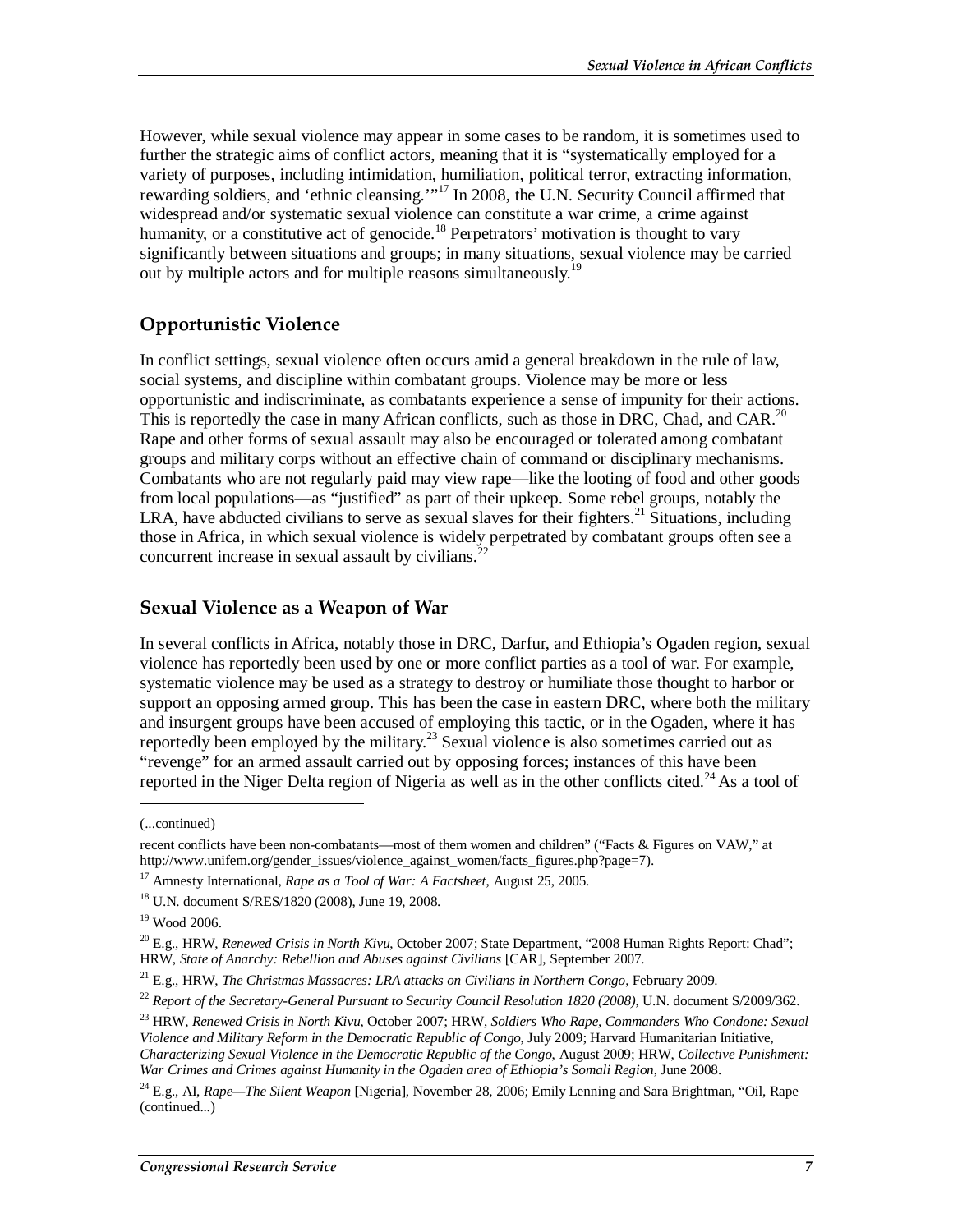However, while sexual violence may appear in some cases to be random, it is sometimes used to further the strategic aims of conflict actors, meaning that it is "systematically employed for a variety of purposes, including intimidation, humiliation, political terror, extracting information, rewarding soldiers, and 'ethnic cleansing.'"[17] In 2008, the U.N. Security Council affirmed that widespread and/or systematic sexual violence can constitute a war crime, a crime against humanity, or a constitutive act of genocide.[18] Perpetrators' motivation is thought to vary significantly between situations and groups; in many situations, sexual violence may be carried out by multiple actors and for multiple reasons simultaneously.[19]

## Opportunistic Violence

In conflict settings, sexual violence often occurs amid a general breakdown in the rule of law, social systems, and discipline within combatant groups. Violence may be more or less opportunistic and indiscriminate, as combatants experience a sense of impunity for their actions. This is reportedly the case in many African conflicts, such as those in DRC, Chad, and CAR.[20] Rape and other forms of sexual assault may also be encouraged or tolerated among combatant groups and military corps without an effective chain of command or disciplinary mechanisms. Combatants who are not regularly paid may view rape—like the looting of food and other goods from local populations—as "justified" as part of their upkeep. Some rebel groups, notably the LRA, have abducted civilians to serve as sexual slaves for their fighters.[21] Situations, including those in Africa, in which sexual violence is widely perpetrated by combatant groups often see a concurrent increase in sexual assault by civilians.[22]

## Sexual Violence as a Weapon of War

In several conflicts in Africa, notably those in DRC, Darfur, and Ethiopia's Ogaden region, sexual violence has reportedly been used by one or more conflict parties as a tool of war. For example, systematic violence may be used as a strategy to destroy or humiliate those thought to harbor or support an opposing armed group. This has been the case in eastern DRC, where both the military and insurgent groups have been accused of employing this tactic, or in the Ogaden, where it has reportedly been employed by the military.[23] Sexual violence is also sometimes carried out as "revenge" for an armed assault carried out by opposing forces; instances of this have been reported in the Niger Delta region of Nigeria as well as in the other conflicts cited.[24] As a tool of

---

(...continued)

recent conflicts have been non-combatants—most of them women and children" ("Facts & Figures on VAW," at http://www.unifem.org/gender_issues/violence_against_women/facts_figures.php?page=7).

[17] Amnesty International, *Rape as a Tool of War: A Factsheet*, August 25, 2005.

[18] U.N. document S/RES/1820 (2008), June 19, 2008.

[19] Wood 2006.

[20] E.g., HRW, *Renewed Crisis in North Kivu*, October 2007; State Department, "2008 Human Rights Report: Chad"; HRW, *State of Anarchy: Rebellion and Abuses against Civilians* [CAR], September 2007.

[21] E.g., HRW, *The Christmas Massacres: LRA attacks on Civilians in Northern Congo*, February 2009.

[22] *Report of the Secretary-General Pursuant to Security Council Resolution 1820 (2008)*, U.N. document S/2009/362.

[23] HRW, *Renewed Crisis in North Kivu*, October 2007; HRW, *Soldiers Who Rape, Commanders Who Condone: Sexual Violence and Military Reform in the Democratic Republic of Congo*, July 2009; Harvard Humanitarian Initiative, *Characterizing Sexual Violence in the Democratic Republic of the Congo*, August 2009; HRW, *Collective Punishment: War Crimes and Crimes against Humanity in the Ogaden area of Ethiopia's Somali Region*, June 2008.

[24] E.g., AI, *Rape—The Silent Weapon* [Nigeria], November 28, 2006; Emily Lenning and Sara Brightman, "Oil, Rape (continued...)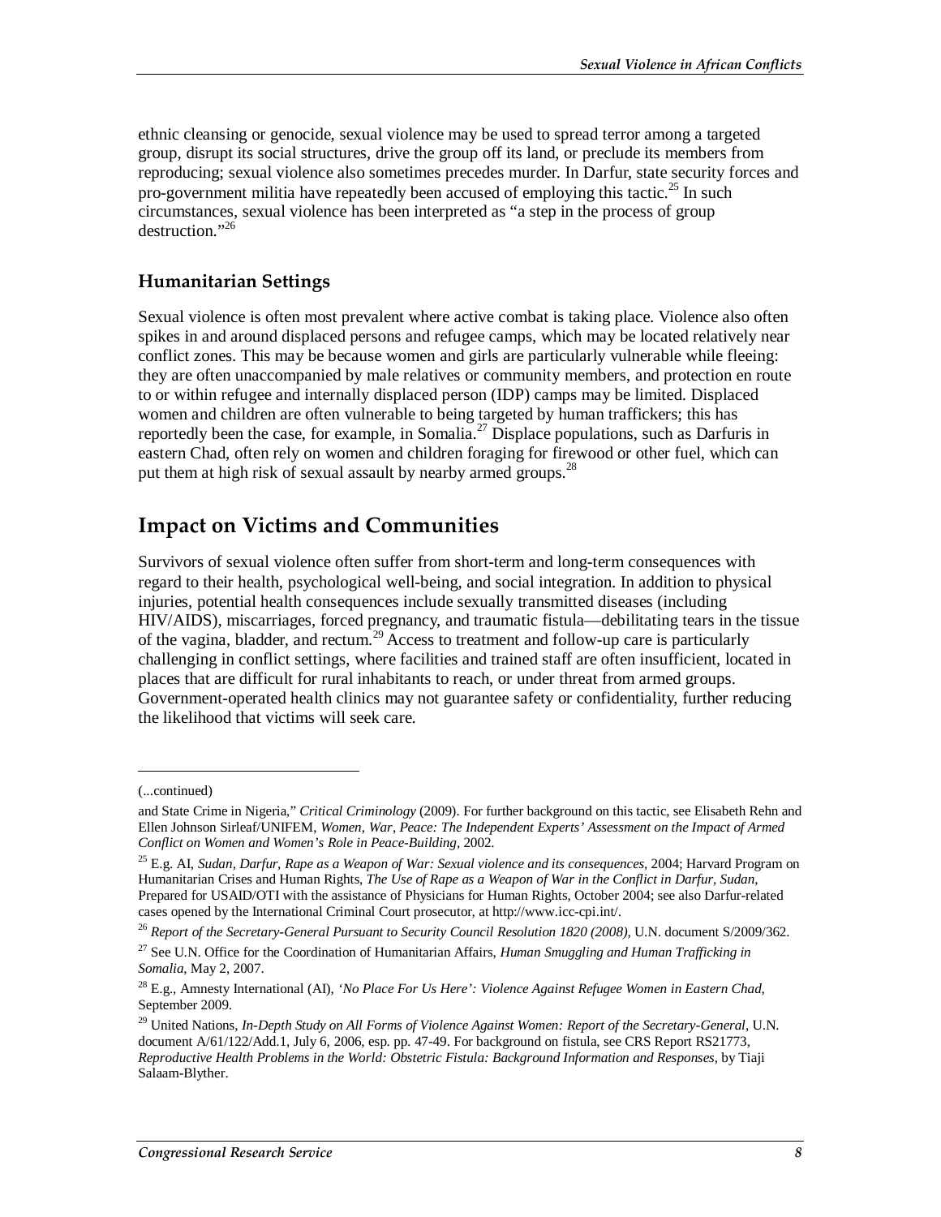ethnic cleansing or genocide, sexual violence may be used to spread terror among a targeted group, disrupt its social structures, drive the group off its land, or preclude its members from reproducing; sexual violence also sometimes precedes murder. In Darfur, state security forces and pro-government militia have repeatedly been accused of employing this tactic.[25] In such circumstances, sexual violence has been interpreted as "a step in the process of group destruction."[26]

### Humanitarian Settings

Sexual violence is often most prevalent where active combat is taking place. Violence also often spikes in and around displaced persons and refugee camps, which may be located relatively near conflict zones. This may be because women and girls are particularly vulnerable while fleeing: they are often unaccompanied by male relatives or community members, and protection en route to or within refugee and internally displaced person (IDP) camps may be limited. Displaced women and children are often vulnerable to being targeted by human traffickers; this has reportedly been the case, for example, in Somalia.[27] Displace populations, such as Darfuris in eastern Chad, often rely on women and children foraging for firewood or other fuel, which can put them at high risk of sexual assault by nearby armed groups.[28]

## Impact on Victims and Communities

Survivors of sexual violence often suffer from short-term and long-term consequences with regard to their health, psychological well-being, and social integration. In addition to physical injuries, potential health consequences include sexually transmitted diseases (including HIV/AIDS), miscarriages, forced pregnancy, and traumatic fistula—debilitating tears in the tissue of the vagina, bladder, and rectum.[29] Access to treatment and follow-up care is particularly challenging in conflict settings, where facilities and trained staff are often insufficient, located in places that are difficult for rural inhabitants to reach, or under threat from armed groups. Government-operated health clinics may not guarantee safety or confidentiality, further reducing the likelihood that victims will seek care.

---

(...continued)

and State Crime in Nigeria," *Critical Criminology* (2009). For further background on this tactic, see Elisabeth Rehn and Ellen Johnson Sirleaf/UNIFEM, *Women, War, Peace: The Independent Experts' Assessment on the Impact of Armed Conflict on Women and Women's Role in Peace-Building*, 2002.

[25] E.g. AI, *Sudan, Darfur, Rape as a Weapon of War: Sexual violence and its consequences*, 2004; Harvard Program on Humanitarian Crises and Human Rights, *The Use of Rape as a Weapon of War in the Conflict in Darfur, Sudan*, Prepared for USAID/OTI with the assistance of Physicians for Human Rights, October 2004; see also Darfur-related cases opened by the International Criminal Court prosecutor, at http://www.icc-cpi.int/.

[26] *Report of the Secretary-General Pursuant to Security Council Resolution 1820 (2008)*, U.N. document S/2009/362.

[27] See U.N. Office for the Coordination of Humanitarian Affairs, *Human Smuggling and Human Trafficking in Somalia*, May 2, 2007.

[28] E.g., Amnesty International (AI), *'No Place For Us Here': Violence Against Refugee Women in Eastern Chad*, September 2009.

[29] United Nations, *In-Depth Study on All Forms of Violence Against Women: Report of the Secretary-General*, U.N. document A/61/122/Add.1, July 6, 2006, esp. pp. 47-49. For background on fistula, see CRS Report RS21773, *Reproductive Health Problems in the World: Obstetric Fistula: Background Information and Responses*, by Tiaji Salaam-Blyther.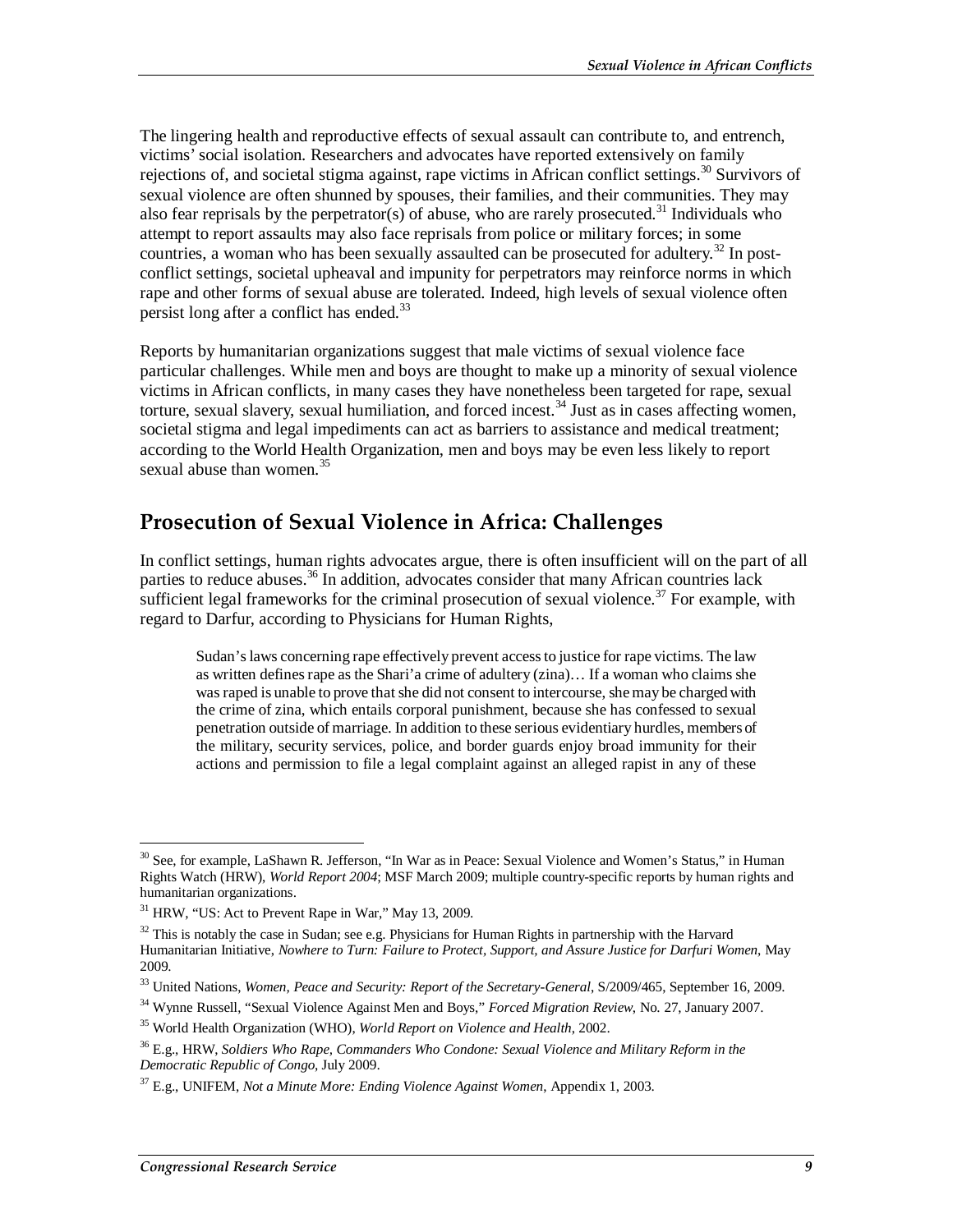The lingering health and reproductive effects of sexual assault can contribute to, and entrench, victims' social isolation. Researchers and advocates have reported extensively on family rejections of, and societal stigma against, rape victims in African conflict settings.[30] Survivors of sexual violence are often shunned by spouses, their families, and their communities. They may also fear reprisals by the perpetrator(s) of abuse, who are rarely prosecuted.[31] Individuals who attempt to report assaults may also face reprisals from police or military forces; in some countries, a woman who has been sexually assaulted can be prosecuted for adultery.[32] In post-conflict settings, societal upheaval and impunity for perpetrators may reinforce norms in which rape and other forms of sexual abuse are tolerated. Indeed, high levels of sexual violence often persist long after a conflict has ended.[33]

Reports by humanitarian organizations suggest that male victims of sexual violence face particular challenges. While men and boys are thought to make up a minority of sexual violence victims in African conflicts, in many cases they have nonetheless been targeted for rape, sexual torture, sexual slavery, sexual humiliation, and forced incest.[34] Just as in cases affecting women, societal stigma and legal impediments can act as barriers to assistance and medical treatment; according to the World Health Organization, men and boys may be even less likely to report sexual abuse than women.[35]

## Prosecution of Sexual Violence in Africa: Challenges

In conflict settings, human rights advocates argue, there is often insufficient will on the part of all parties to reduce abuses.[36] In addition, advocates consider that many African countries lack sufficient legal frameworks for the criminal prosecution of sexual violence.[37] For example, with regard to Darfur, according to Physicians for Human Rights,

> Sudan's laws concerning rape effectively prevent access to justice for rape victims. The law as written defines rape as the Shari'a crime of adultery (zina)… If a woman who claims she was raped is unable to prove that she did not consent to intercourse, she may be charged with the crime of zina, which entails corporal punishment, because she has confessed to sexual penetration outside of marriage. In addition to these serious evidentiary hurdles, members of the military, security services, police, and border guards enjoy broad immunity for their actions and permission to file a legal complaint against an alleged rapist in any of these

---

[30] See, for example, LaShawn R. Jefferson, "In War as in Peace: Sexual Violence and Women's Status," in Human Rights Watch (HRW), *World Report 2004*; MSF March 2009; multiple country-specific reports by human rights and humanitarian organizations.

[31] HRW, "US: Act to Prevent Rape in War," May 13, 2009.

[32] This is notably the case in Sudan; see e.g. Physicians for Human Rights in partnership with the Harvard Humanitarian Initiative, *Nowhere to Turn: Failure to Protect, Support, and Assure Justice for Darfuri Women*, May 2009.

[33] United Nations, *Women, Peace and Security: Report of the Secretary-General*, S/2009/465, September 16, 2009.

[34] Wynne Russell, "Sexual Violence Against Men and Boys," *Forced Migration Review*, No. 27, January 2007.

[35] World Health Organization (WHO), *World Report on Violence and Health*, 2002.

[36] E.g., HRW, *Soldiers Who Rape, Commanders Who Condone: Sexual Violence and Military Reform in the Democratic Republic of Congo*, July 2009.

[37] E.g., UNIFEM, *Not a Minute More: Ending Violence Against Women*, Appendix 1, 2003.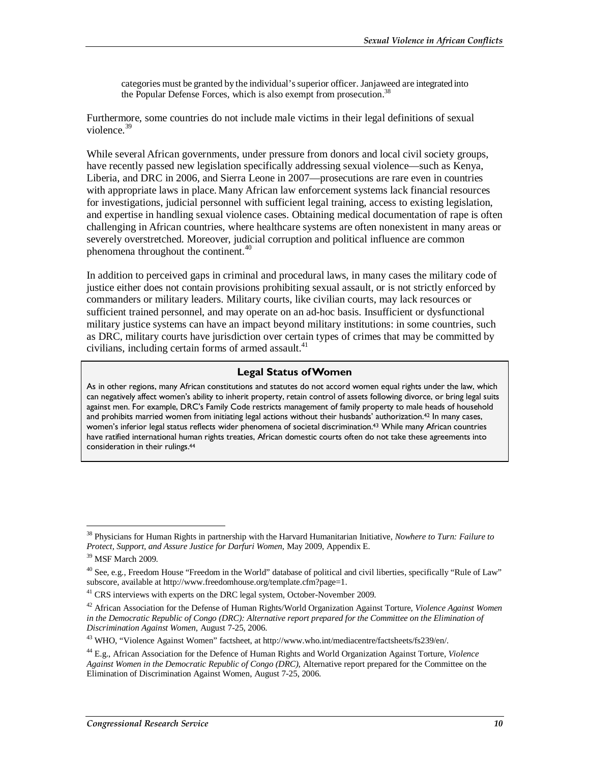> categories must be granted by the individual's superior officer. Janjaweed are integrated into the Popular Defense Forces, which is also exempt from prosecution.[38]

Furthermore, some countries do not include male victims in their legal definitions of sexual violence.[39]

While several African governments, under pressure from donors and local civil society groups, have recently passed new legislation specifically addressing sexual violence—such as Kenya, Liberia, and DRC in 2006, and Sierra Leone in 2007—prosecutions are rare even in countries with appropriate laws in place. Many African law enforcement systems lack financial resources for investigations, judicial personnel with sufficient legal training, access to existing legislation, and expertise in handling sexual violence cases. Obtaining medical documentation of rape is often challenging in African countries, where healthcare systems are often nonexistent in many areas or severely overstretched. Moreover, judicial corruption and political influence are common phenomena throughout the continent.[40]

In addition to perceived gaps in criminal and procedural laws, in many cases the military code of justice either does not contain provisions prohibiting sexual assault, or is not strictly enforced by commanders or military leaders. Military courts, like civilian courts, may lack resources or sufficient trained personnel, and may operate on an ad-hoc basis. Insufficient or dysfunctional military justice systems can have an impact beyond military institutions: in some countries, such as DRC, military courts have jurisdiction over certain types of crimes that may be committed by civilians, including certain forms of armed assault.[41]

**Legal Status of Women**

As in other regions, many African constitutions and statutes do not accord women equal rights under the law, which can negatively affect women's ability to inherit property, retain control of assets following divorce, or bring legal suits against men. For example, DRC's Family Code restricts management of family property to male heads of household and prohibits married women from initiating legal actions without their husbands' authorization.[42] In many cases, women's inferior legal status reflects wider phenomena of societal discrimination.[43] While many African countries have ratified international human rights treaties, African domestic courts often do not take these agreements into consideration in their rulings.[44]

---

[38] Physicians for Human Rights in partnership with the Harvard Humanitarian Initiative, *Nowhere to Turn: Failure to Protect, Support, and Assure Justice for Darfuri Women*, May 2009, Appendix E.

[39] MSF March 2009.

[40] See, e.g., Freedom House "Freedom in the World" database of political and civil liberties, specifically "Rule of Law" subscore, available at http://www.freedomhouse.org/template.cfm?page=1.

[41] CRS interviews with experts on the DRC legal system, October-November 2009.

[42] African Association for the Defense of Human Rights/World Organization Against Torture, *Violence Against Women in the Democratic Republic of Congo (DRC): Alternative report prepared for the Committee on the Elimination of Discrimination Against Women*, August 7-25, 2006.

[43] WHO, "Violence Against Women" factsheet, at http://www.who.int/mediacentre/factsheets/fs239/en/.

[44] E.g., African Association for the Defence of Human Rights and World Organization Against Torture, *Violence Against Women in the Democratic Republic of Congo (DRC),* Alternative report prepared for the Committee on the Elimination of Discrimination Against Women, August 7-25, 2006.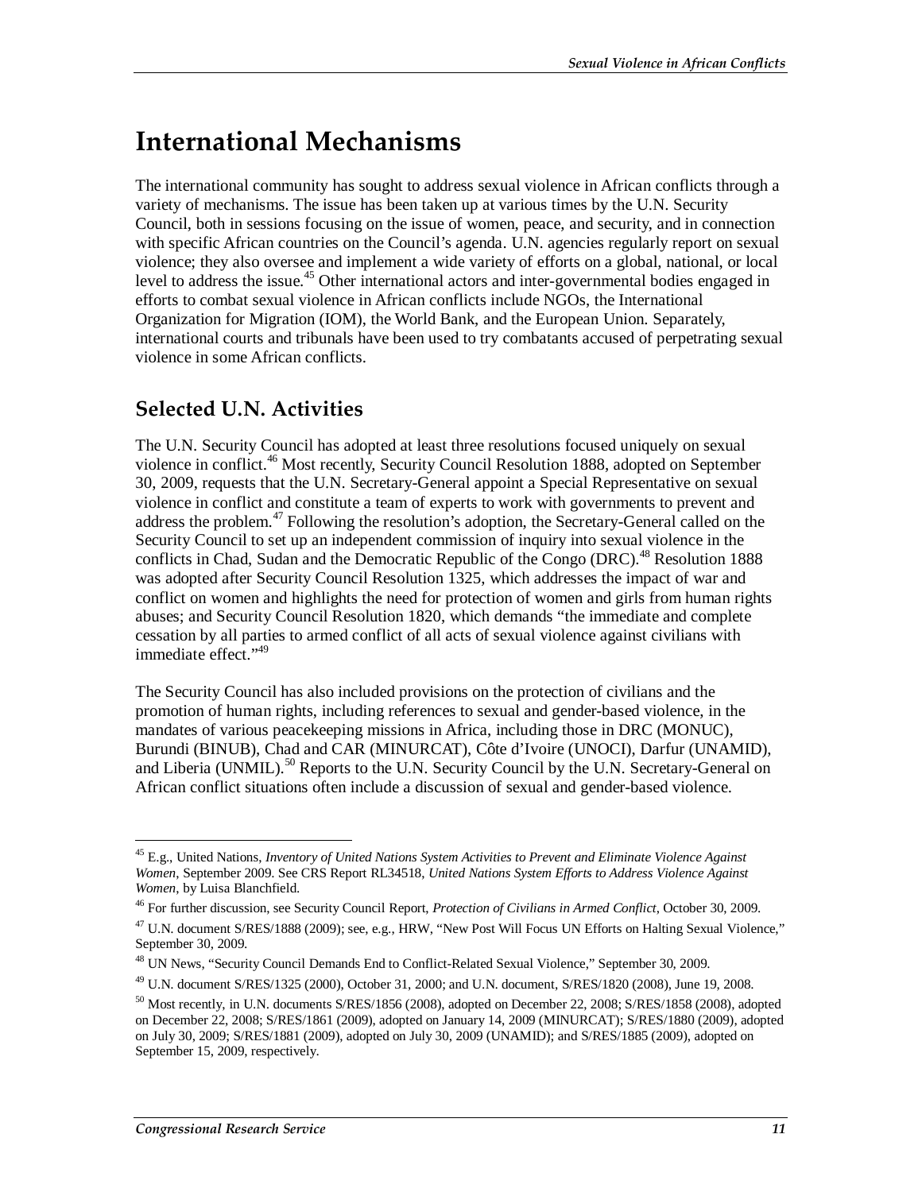# International Mechanisms

The international community has sought to address sexual violence in African conflicts through a variety of mechanisms. The issue has been taken up at various times by the U.N. Security Council, both in sessions focusing on the issue of women, peace, and security, and in connection with specific African countries on the Council's agenda. U.N. agencies regularly report on sexual violence; they also oversee and implement a wide variety of efforts on a global, national, or local level to address the issue.[45] Other international actors and inter-governmental bodies engaged in efforts to combat sexual violence in African conflicts include NGOs, the International Organization for Migration (IOM), the World Bank, and the European Union. Separately, international courts and tribunals have been used to try combatants accused of perpetrating sexual violence in some African conflicts.

## Selected U.N. Activities

The U.N. Security Council has adopted at least three resolutions focused uniquely on sexual violence in conflict.[46] Most recently, Security Council Resolution 1888, adopted on September 30, 2009, requests that the U.N. Secretary-General appoint a Special Representative on sexual violence in conflict and constitute a team of experts to work with governments to prevent and address the problem.[47] Following the resolution's adoption, the Secretary-General called on the Security Council to set up an independent commission of inquiry into sexual violence in the conflicts in Chad, Sudan and the Democratic Republic of the Congo (DRC).[48] Resolution 1888 was adopted after Security Council Resolution 1325, which addresses the impact of war and conflict on women and highlights the need for protection of women and girls from human rights abuses; and Security Council Resolution 1820, which demands "the immediate and complete cessation by all parties to armed conflict of all acts of sexual violence against civilians with immediate effect."[49]

The Security Council has also included provisions on the protection of civilians and the promotion of human rights, including references to sexual and gender-based violence, in the mandates of various peacekeeping missions in Africa, including those in DRC (MONUC), Burundi (BINUB), Chad and CAR (MINURCAT), Côte d'Ivoire (UNOCI), Darfur (UNAMID), and Liberia (UNMIL).[50] Reports to the U.N. Security Council by the U.N. Secretary-General on African conflict situations often include a discussion of sexual and gender-based violence.

---

[45] E.g., United Nations, *Inventory of United Nations System Activities to Prevent and Eliminate Violence Against Women*, September 2009. See CRS Report RL34518, *United Nations System Efforts to Address Violence Against Women*, by Luisa Blanchfield.

[46] For further discussion, see Security Council Report, *Protection of Civilians in Armed Conflict*, October 30, 2009.

[47] U.N. document S/RES/1888 (2009); see, e.g., HRW, "New Post Will Focus UN Efforts on Halting Sexual Violence," September 30, 2009.

[48] UN News, "Security Council Demands End to Conflict-Related Sexual Violence," September 30, 2009.

[49] U.N. document S/RES/1325 (2000), October 31, 2000; and U.N. document, S/RES/1820 (2008), June 19, 2008.

[50] Most recently, in U.N. documents S/RES/1856 (2008), adopted on December 22, 2008; S/RES/1858 (2008), adopted on December 22, 2008; S/RES/1861 (2009), adopted on January 14, 2009 (MINURCAT); S/RES/1880 (2009), adopted on July 30, 2009; S/RES/1881 (2009), adopted on July 30, 2009 (UNAMID); and S/RES/1885 (2009), adopted on September 15, 2009, respectively.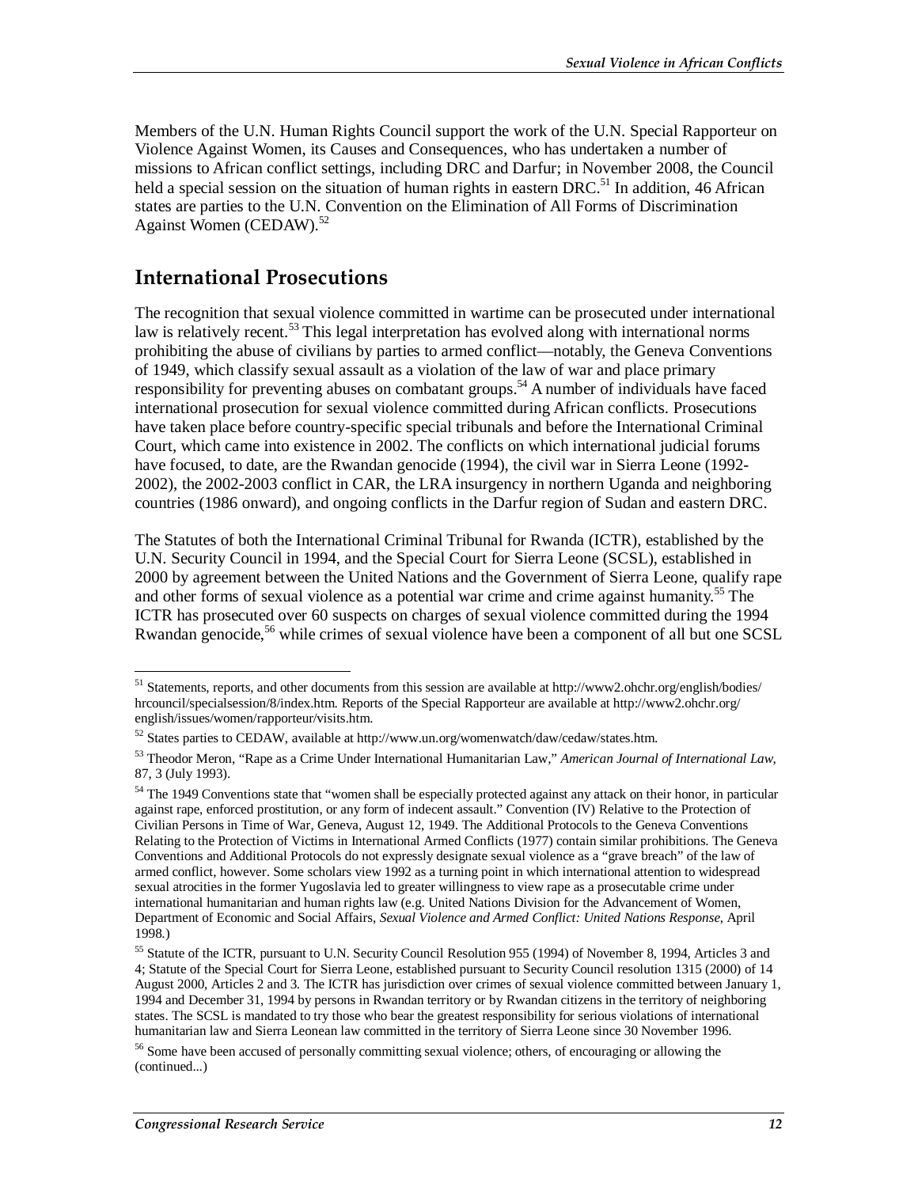Members of the U.N. Human Rights Council support the work of the U.N. Special Rapporteur on Violence Against Women, its Causes and Consequences, who has undertaken a number of missions to African conflict settings, including DRC and Darfur; in November 2008, the Council held a special session on the situation of human rights in eastern DRC.[51] In addition, 46 African states are parties to the U.N. Convention on the Elimination of All Forms of Discrimination Against Women (CEDAW).[52]

## International Prosecutions

The recognition that sexual violence committed in wartime can be prosecuted under international law is relatively recent.[53] This legal interpretation has evolved along with international norms prohibiting the abuse of civilians by parties to armed conflict—notably, the Geneva Conventions of 1949, which classify sexual assault as a violation of the law of war and place primary responsibility for preventing abuses on combatant groups.[54] A number of individuals have faced international prosecution for sexual violence committed during African conflicts. Prosecutions have taken place before country-specific special tribunals and before the International Criminal Court, which came into existence in 2002. The conflicts on which international judicial forums have focused, to date, are the Rwandan genocide (1994), the civil war in Sierra Leone (1992-2002), the 2002-2003 conflict in CAR, the LRA insurgency in northern Uganda and neighboring countries (1986 onward), and ongoing conflicts in the Darfur region of Sudan and eastern DRC.

The Statutes of both the International Criminal Tribunal for Rwanda (ICTR), established by the U.N. Security Council in 1994, and the Special Court for Sierra Leone (SCSL), established in 2000 by agreement between the United Nations and the Government of Sierra Leone, qualify rape and other forms of sexual violence as a potential war crime and crime against humanity.[55] The ICTR has prosecuted over 60 suspects on charges of sexual violence committed during the 1994 Rwandan genocide,[56] while crimes of sexual violence have been a component of all but one SCSL

---

[51] Statements, reports, and other documents from this session are available at http://www2.ohchr.org/english/bodies/hrcouncil/specialsession/8/index.htm. Reports of the Special Rapporteur are available at http://www2.ohchr.org/english/issues/women/rapporteur/visits.htm.

[52] States parties to CEDAW, available at http://www.un.org/womenwatch/daw/cedaw/states.htm.

[53] Theodor Meron, "Rape as a Crime Under International Humanitarian Law," *American Journal of International Law*, 87, 3 (July 1993).

[54] The 1949 Conventions state that "women shall be especially protected against any attack on their honor, in particular against rape, enforced prostitution, or any form of indecent assault." Convention (IV) Relative to the Protection of Civilian Persons in Time of War, Geneva, August 12, 1949. The Additional Protocols to the Geneva Conventions Relating to the Protection of Victims in International Armed Conflicts (1977) contain similar prohibitions. The Geneva Conventions and Additional Protocols do not expressly designate sexual violence as a "grave breach" of the law of armed conflict, however. Some scholars view 1992 as a turning point in which international attention to widespread sexual atrocities in the former Yugoslavia led to greater willingness to view rape as a prosecutable crime under international humanitarian and human rights law (e.g. United Nations Division for the Advancement of Women, Department of Economic and Social Affairs, *Sexual Violence and Armed Conflict: United Nations Response*, April 1998.)

[55] Statute of the ICTR, pursuant to U.N. Security Council Resolution 955 (1994) of November 8, 1994, Articles 3 and 4; Statute of the Special Court for Sierra Leone, established pursuant to Security Council resolution 1315 (2000) of 14 August 2000, Articles 2 and 3. The ICTR has jurisdiction over crimes of sexual violence committed between January 1, 1994 and December 31, 1994 by persons in Rwandan territory or by Rwandan citizens in the territory of neighboring states. The SCSL is mandated to try those who bear the greatest responsibility for serious violations of international humanitarian law and Sierra Leonean law committed in the territory of Sierra Leone since 30 November 1996.

[56] Some have been accused of personally committing sexual violence; others, of encouraging or allowing the (continued...)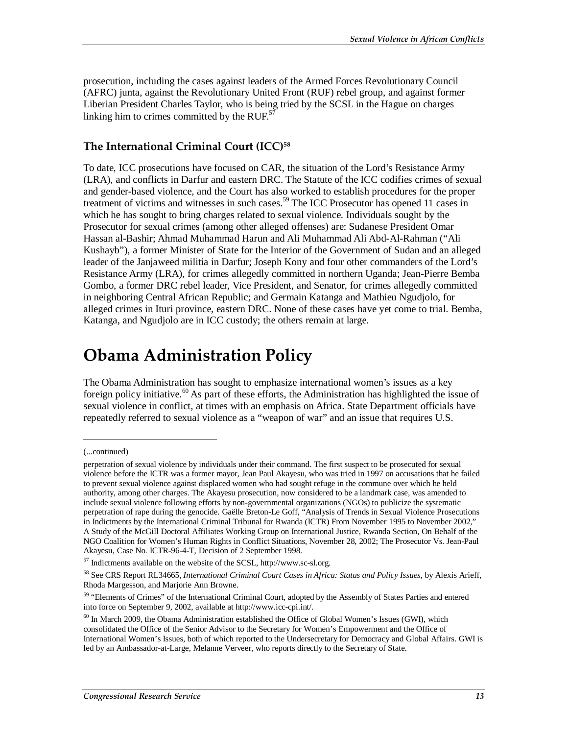prosecution, including the cases against leaders of the Armed Forces Revolutionary Council (AFRC) junta, against the Revolutionary United Front (RUF) rebel group, and against former Liberian President Charles Taylor, who is being tried by the SCSL in the Hague on charges linking him to crimes committed by the RUF.[57]

### The International Criminal Court (ICC)[58]

To date, ICC prosecutions have focused on CAR, the situation of the Lord's Resistance Army (LRA), and conflicts in Darfur and eastern DRC. The Statute of the ICC codifies crimes of sexual and gender-based violence, and the Court has also worked to establish procedures for the proper treatment of victims and witnesses in such cases.[59] The ICC Prosecutor has opened 11 cases in which he has sought to bring charges related to sexual violence. Individuals sought by the Prosecutor for sexual crimes (among other alleged offenses) are: Sudanese President Omar Hassan al-Bashir; Ahmad Muhammad Harun and Ali Muhammad Ali Abd-Al-Rahman ("Ali Kushayb"), a former Minister of State for the Interior of the Government of Sudan and an alleged leader of the Janjaweed militia in Darfur; Joseph Kony and four other commanders of the Lord's Resistance Army (LRA), for crimes allegedly committed in northern Uganda; Jean-Pierre Bemba Gombo, a former DRC rebel leader, Vice President, and Senator, for crimes allegedly committed in neighboring Central African Republic; and Germain Katanga and Mathieu Ngudjolo, for alleged crimes in Ituri province, eastern DRC. None of these cases have yet come to trial. Bemba, Katanga, and Ngudjolo are in ICC custody; the others remain at large.

# Obama Administration Policy

The Obama Administration has sought to emphasize international women's issues as a key foreign policy initiative.[60] As part of these efforts, the Administration has highlighted the issue of sexual violence in conflict, at times with an emphasis on Africa. State Department officials have repeatedly referred to sexual violence as a "weapon of war" and an issue that requires U.S.

---

(...continued)

perpetration of sexual violence by individuals under their command. The first suspect to be prosecuted for sexual violence before the ICTR was a former mayor, Jean Paul Akayesu, who was tried in 1997 on accusations that he failed to prevent sexual violence against displaced women who had sought refuge in the commune over which he held authority, among other charges. The Akayesu prosecution, now considered to be a landmark case, was amended to include sexual violence following efforts by non-governmental organizations (NGOs) to publicize the systematic perpetration of rape during the genocide. Gaëlle Breton-Le Goff, "Analysis of Trends in Sexual Violence Prosecutions in Indictments by the International Criminal Tribunal for Rwanda (ICTR) From November 1995 to November 2002," A Study of the McGill Doctoral Affiliates Working Group on International Justice, Rwanda Section, On Behalf of the NGO Coalition for Women's Human Rights in Conflict Situations, November 28, 2002; The Prosecutor Vs. Jean-Paul Akayesu, Case No. ICTR-96-4-T, Decision of 2 September 1998.

[57] Indictments available on the website of the SCSL, http://www.sc-sl.org.

[58] See CRS Report RL34665, *International Criminal Court Cases in Africa: Status and Policy Issues*, by Alexis Arieff, Rhoda Margesson, and Marjorie Ann Browne.

[59] "Elements of Crimes" of the International Criminal Court, adopted by the Assembly of States Parties and entered into force on September 9, 2002, available at http://www.icc-cpi.int/.

[60] In March 2009, the Obama Administration established the Office of Global Women's Issues (GWI), which consolidated the Office of the Senior Advisor to the Secretary for Women's Empowerment and the Office of International Women's Issues, both of which reported to the Undersecretary for Democracy and Global Affairs. GWI is led by an Ambassador-at-Large, Melanne Verveer, who reports directly to the Secretary of State.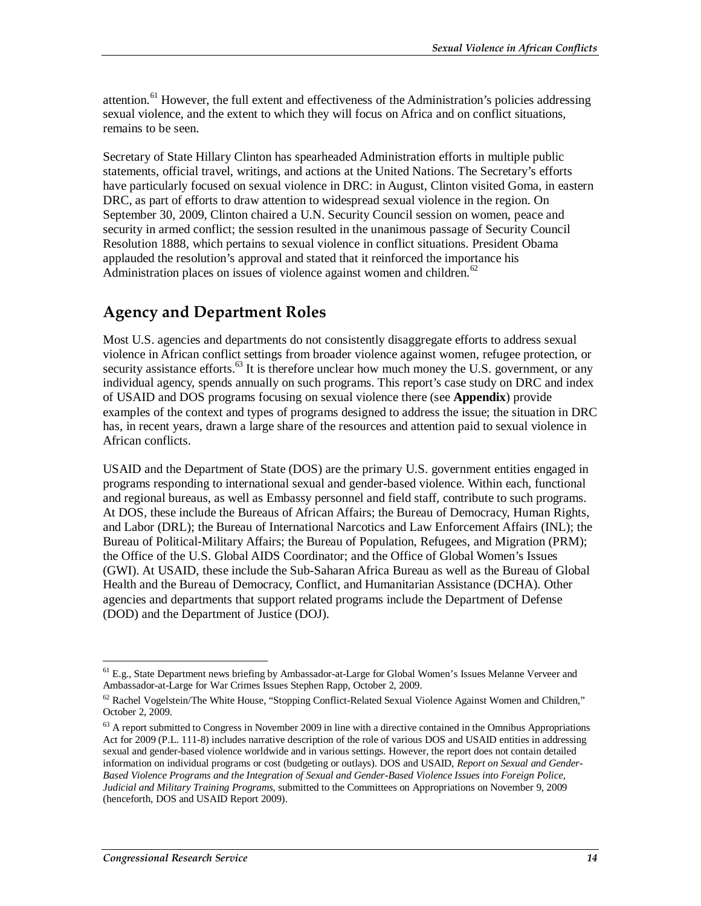attention.[61] However, the full extent and effectiveness of the Administration's policies addressing sexual violence, and the extent to which they will focus on Africa and on conflict situations, remains to be seen.

Secretary of State Hillary Clinton has spearheaded Administration efforts in multiple public statements, official travel, writings, and actions at the United Nations. The Secretary's efforts have particularly focused on sexual violence in DRC: in August, Clinton visited Goma, in eastern DRC, as part of efforts to draw attention to widespread sexual violence in the region. On September 30, 2009, Clinton chaired a U.N. Security Council session on women, peace and security in armed conflict; the session resulted in the unanimous passage of Security Council Resolution 1888, which pertains to sexual violence in conflict situations. President Obama applauded the resolution's approval and stated that it reinforced the importance his Administration places on issues of violence against women and children.[62]

## Agency and Department Roles

Most U.S. agencies and departments do not consistently disaggregate efforts to address sexual violence in African conflict settings from broader violence against women, refugee protection, or security assistance efforts.[63] It is therefore unclear how much money the U.S. government, or any individual agency, spends annually on such programs. This report's case study on DRC and index of USAID and DOS programs focusing on sexual violence there (see **Appendix**) provide examples of the context and types of programs designed to address the issue; the situation in DRC has, in recent years, drawn a large share of the resources and attention paid to sexual violence in African conflicts.

USAID and the Department of State (DOS) are the primary U.S. government entities engaged in programs responding to international sexual and gender-based violence. Within each, functional and regional bureaus, as well as Embassy personnel and field staff, contribute to such programs. At DOS, these include the Bureaus of African Affairs; the Bureau of Democracy, Human Rights, and Labor (DRL); the Bureau of International Narcotics and Law Enforcement Affairs (INL); the Bureau of Political-Military Affairs; the Bureau of Population, Refugees, and Migration (PRM); the Office of the U.S. Global AIDS Coordinator; and the Office of Global Women's Issues (GWI). At USAID, these include the Sub-Saharan Africa Bureau as well as the Bureau of Global Health and the Bureau of Democracy, Conflict, and Humanitarian Assistance (DCHA). Other agencies and departments that support related programs include the Department of Defense (DOD) and the Department of Justice (DOJ).

---

[61] E.g., State Department news briefing by Ambassador-at-Large for Global Women's Issues Melanne Verveer and Ambassador-at-Large for War Crimes Issues Stephen Rapp, October 2, 2009.

[62] Rachel Vogelstein/The White House, "Stopping Conflict-Related Sexual Violence Against Women and Children," October 2, 2009.

[63] A report submitted to Congress in November 2009 in line with a directive contained in the Omnibus Appropriations Act for 2009 (P.L. 111-8) includes narrative description of the role of various DOS and USAID entities in addressing sexual and gender-based violence worldwide and in various settings. However, the report does not contain detailed information on individual programs or cost (budgeting or outlays). DOS and USAID, *Report on Sexual and Gender-Based Violence Programs and the Integration of Sexual and Gender-Based Violence Issues into Foreign Police, Judicial and Military Training Programs*, submitted to the Committees on Appropriations on November 9, 2009 (henceforth, DOS and USAID Report 2009).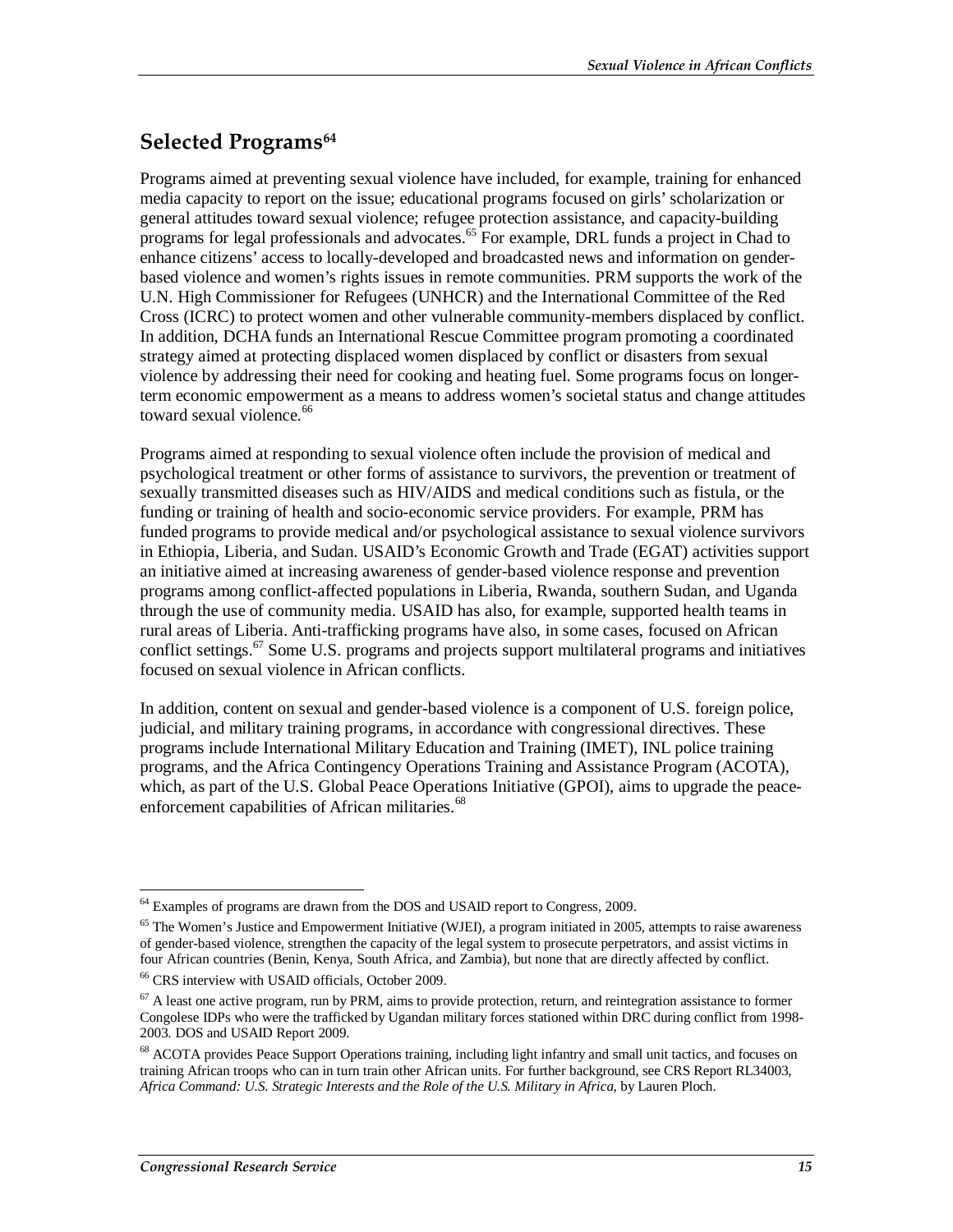## Selected Programs[64]

Programs aimed at preventing sexual violence have included, for example, training for enhanced media capacity to report on the issue; educational programs focused on girls' scholarization or general attitudes toward sexual violence; refugee protection assistance, and capacity-building programs for legal professionals and advocates.[65] For example, DRL funds a project in Chad to enhance citizens' access to locally-developed and broadcasted news and information on gender-based violence and women's rights issues in remote communities. PRM supports the work of the U.N. High Commissioner for Refugees (UNHCR) and the International Committee of the Red Cross (ICRC) to protect women and other vulnerable community-members displaced by conflict. In addition, DCHA funds an International Rescue Committee program promoting a coordinated strategy aimed at protecting displaced women displaced by conflict or disasters from sexual violence by addressing their need for cooking and heating fuel. Some programs focus on longer-term economic empowerment as a means to address women's societal status and change attitudes toward sexual violence.[66]

Programs aimed at responding to sexual violence often include the provision of medical and psychological treatment or other forms of assistance to survivors, the prevention or treatment of sexually transmitted diseases such as HIV/AIDS and medical conditions such as fistula, or the funding or training of health and socio-economic service providers. For example, PRM has funded programs to provide medical and/or psychological assistance to sexual violence survivors in Ethiopia, Liberia, and Sudan. USAID's Economic Growth and Trade (EGAT) activities support an initiative aimed at increasing awareness of gender-based violence response and prevention programs among conflict-affected populations in Liberia, Rwanda, southern Sudan, and Uganda through the use of community media. USAID has also, for example, supported health teams in rural areas of Liberia. Anti-trafficking programs have also, in some cases, focused on African conflict settings.[67] Some U.S. programs and projects support multilateral programs and initiatives focused on sexual violence in African conflicts.

In addition, content on sexual and gender-based violence is a component of U.S. foreign police, judicial, and military training programs, in accordance with congressional directives. These programs include International Military Education and Training (IMET), INL police training programs, and the Africa Contingency Operations Training and Assistance Program (ACOTA), which, as part of the U.S. Global Peace Operations Initiative (GPOI), aims to upgrade the peace-enforcement capabilities of African militaries.[68]

---

[64] Examples of programs are drawn from the DOS and USAID report to Congress, 2009.

[65] The Women's Justice and Empowerment Initiative (WJEI), a program initiated in 2005, attempts to raise awareness of gender-based violence, strengthen the capacity of the legal system to prosecute perpetrators, and assist victims in four African countries (Benin, Kenya, South Africa, and Zambia), but none that are directly affected by conflict.

[66] CRS interview with USAID officials, October 2009.

[67] A least one active program, run by PRM, aims to provide protection, return, and reintegration assistance to former Congolese IDPs who were the trafficked by Ugandan military forces stationed within DRC during conflict from 1998-2003. DOS and USAID Report 2009.

[68] ACOTA provides Peace Support Operations training, including light infantry and small unit tactics, and focuses on training African troops who can in turn train other African units. For further background, see CRS Report RL34003, *Africa Command: U.S. Strategic Interests and the Role of the U.S. Military in Africa*, by Lauren Ploch.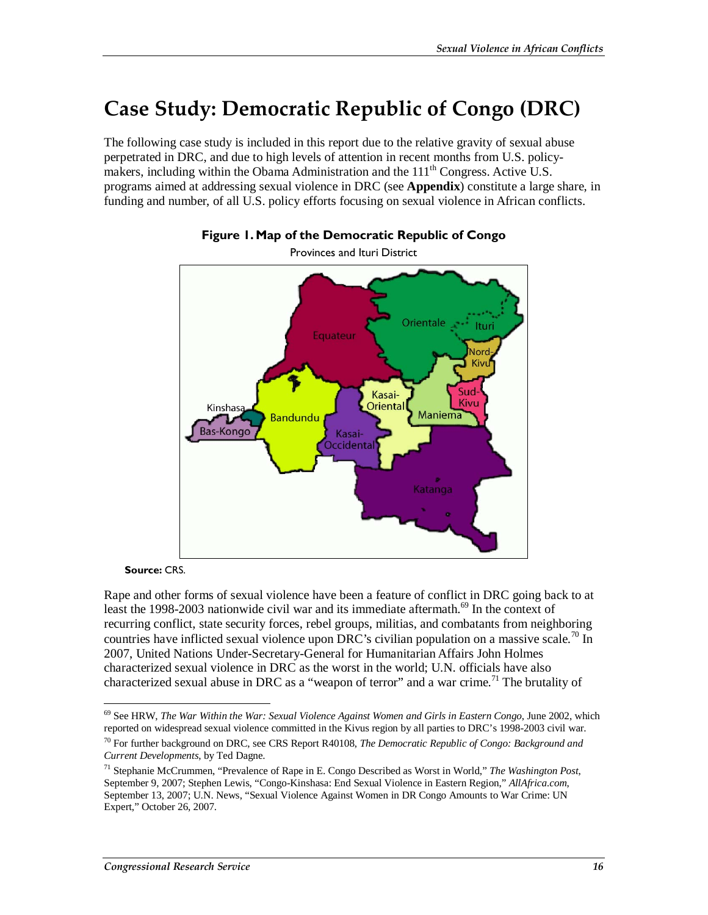# Case Study: Democratic Republic of Congo (DRC)

The following case study is included in this report due to the relative gravity of sexual abuse perpetrated in DRC, and due to high levels of attention in recent months from U.S. policy-makers, including within the Obama Administration and the 111th Congress. Active U.S. programs aimed at addressing sexual violence in DRC (see **Appendix**) constitute a large share, in funding and number, of all U.S. policy efforts focusing on sexual violence in African conflicts.

**Figure 1. Map of the Democratic Republic of Congo**

Provinces and Ituri District

**Source:** CRS.

Rape and other forms of sexual violence have been a feature of conflict in DRC going back to at least the 1998-2003 nationwide civil war and its immediate aftermath.[69] In the context of recurring conflict, state security forces, rebel groups, militias, and combatants from neighboring countries have inflicted sexual violence upon DRC's civilian population on a massive scale.[70] In 2007, United Nations Under-Secretary-General for Humanitarian Affairs John Holmes characterized sexual violence in DRC as the worst in the world; U.N. officials have also characterized sexual abuse in DRC as a "weapon of terror" and a war crime.[71] The brutality of

[69] See HRW, *The War Within the War: Sexual Violence Against Women and Girls in Eastern Congo*, June 2002, which reported on widespread sexual violence committed in the Kivus region by all parties to DRC's 1998-2003 civil war.

[70] For further background on DRC, see CRS Report R40108, *The Democratic Republic of Congo: Background and Current Developments*, by Ted Dagne.

[71] Stephanie McCrummen, "Prevalence of Rape in E. Congo Described as Worst in World," *The Washington Post*, September 9, 2007; Stephen Lewis, "Congo-Kinshasa: End Sexual Violence in Eastern Region," *AllAfrica.com*, September 13, 2007; U.N. News, "Sexual Violence Against Women in DR Congo Amounts to War Crime: UN Expert," October 26, 2007.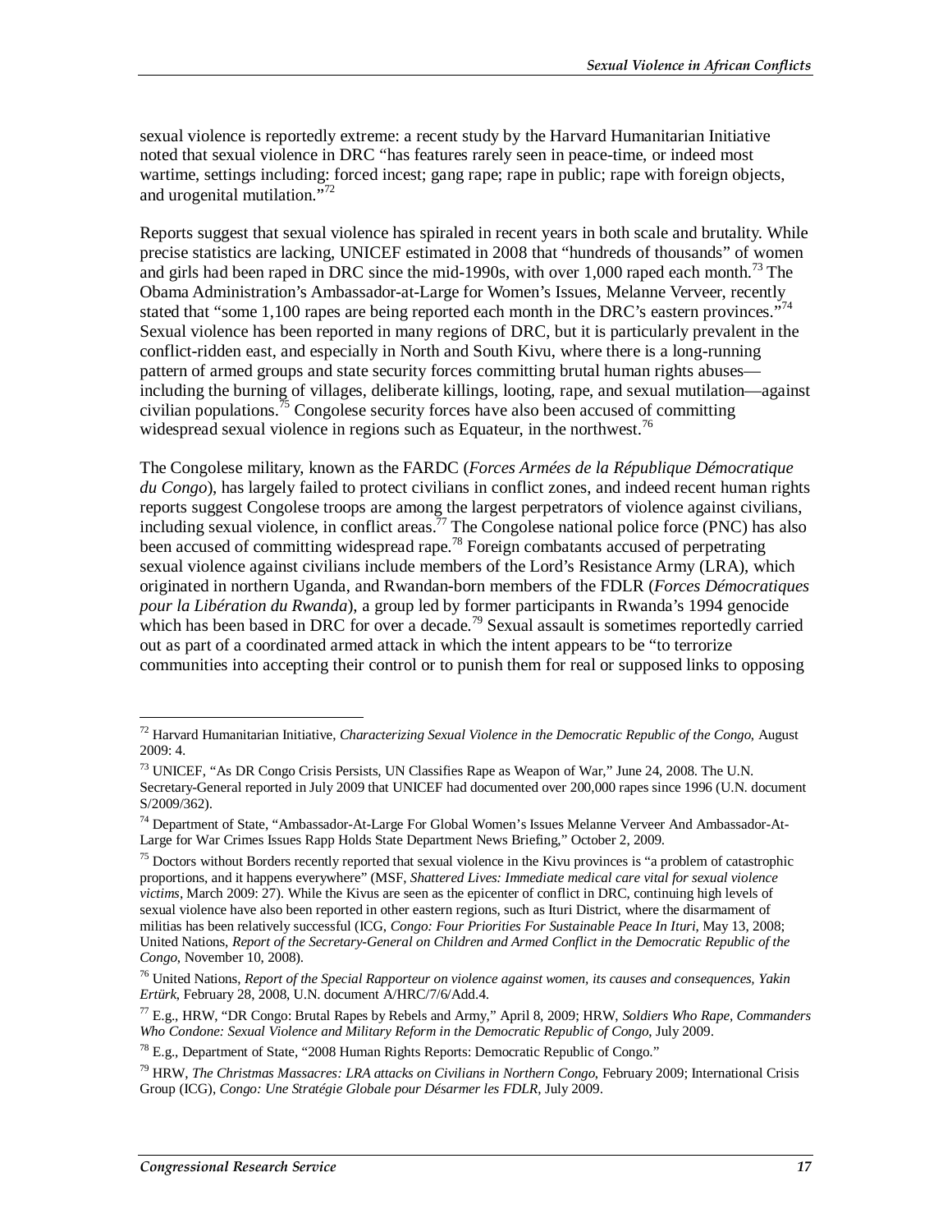sexual violence is reportedly extreme: a recent study by the Harvard Humanitarian Initiative noted that sexual violence in DRC "has features rarely seen in peace-time, or indeed most wartime, settings including: forced incest; gang rape; rape in public; rape with foreign objects, and urogenital mutilation."[72]

Reports suggest that sexual violence has spiraled in recent years in both scale and brutality. While precise statistics are lacking, UNICEF estimated in 2008 that "hundreds of thousands" of women and girls had been raped in DRC since the mid-1990s, with over 1,000 raped each month.[73] The Obama Administration's Ambassador-at-Large for Women's Issues, Melanne Verveer, recently stated that "some 1,100 rapes are being reported each month in the DRC's eastern provinces."[74] Sexual violence has been reported in many regions of DRC, but it is particularly prevalent in the conflict-ridden east, and especially in North and South Kivu, where there is a long-running pattern of armed groups and state security forces committing brutal human rights abuses—including the burning of villages, deliberate killings, looting, rape, and sexual mutilation—against civilian populations.[75] Congolese security forces have also been accused of committing widespread sexual violence in regions such as Equateur, in the northwest.[76]

The Congolese military, known as the FARDC (*Forces Armées de la République Démocratique du Congo*), has largely failed to protect civilians in conflict zones, and indeed recent human rights reports suggest Congolese troops are among the largest perpetrators of violence against civilians, including sexual violence, in conflict areas.[77] The Congolese national police force (PNC) has also been accused of committing widespread rape.[78] Foreign combatants accused of perpetrating sexual violence against civilians include members of the Lord's Resistance Army (LRA), which originated in northern Uganda, and Rwandan-born members of the FDLR (*Forces Démocratiques pour la Libération du Rwanda*), a group led by former participants in Rwanda's 1994 genocide which has been based in DRC for over a decade.[79] Sexual assault is sometimes reportedly carried out as part of a coordinated armed attack in which the intent appears to be "to terrorize communities into accepting their control or to punish them for real or supposed links to opposing

---

[72] Harvard Humanitarian Initiative, *Characterizing Sexual Violence in the Democratic Republic of the Congo*, August 2009: 4.

[73] UNICEF, "As DR Congo Crisis Persists, UN Classifies Rape as Weapon of War," June 24, 2008. The U.N. Secretary-General reported in July 2009 that UNICEF had documented over 200,000 rapes since 1996 (U.N. document S/2009/362).

[74] Department of State, "Ambassador-At-Large For Global Women's Issues Melanne Verveer And Ambassador-At-Large for War Crimes Issues Rapp Holds State Department News Briefing," October 2, 2009.

[75] Doctors without Borders recently reported that sexual violence in the Kivu provinces is "a problem of catastrophic proportions, and it happens everywhere" (MSF, *Shattered Lives: Immediate medical care vital for sexual violence victims*, March 2009: 27). While the Kivus are seen as the epicenter of conflict in DRC, continuing high levels of sexual violence have also been reported in other eastern regions, such as Ituri District, where the disarmament of militias has been relatively successful (ICG, *Congo: Four Priorities For Sustainable Peace In Ituri*, May 13, 2008; United Nations, *Report of the Secretary-General on Children and Armed Conflict in the Democratic Republic of the Congo*, November 10, 2008).

[76] United Nations, *Report of the Special Rapporteur on violence against women, its causes and consequences, Yakin Ertürk*, February 28, 2008, U.N. document A/HRC/7/6/Add.4.

[77] E.g., HRW, "DR Congo: Brutal Rapes by Rebels and Army," April 8, 2009; HRW, *Soldiers Who Rape, Commanders Who Condone: Sexual Violence and Military Reform in the Democratic Republic of Congo*, July 2009.

[78] E.g., Department of State, "2008 Human Rights Reports: Democratic Republic of Congo."

[79] HRW, *The Christmas Massacres: LRA attacks on Civilians in Northern Congo*, February 2009; International Crisis Group (ICG), *Congo: Une Stratégie Globale pour Désarmer les FDLR*, July 2009.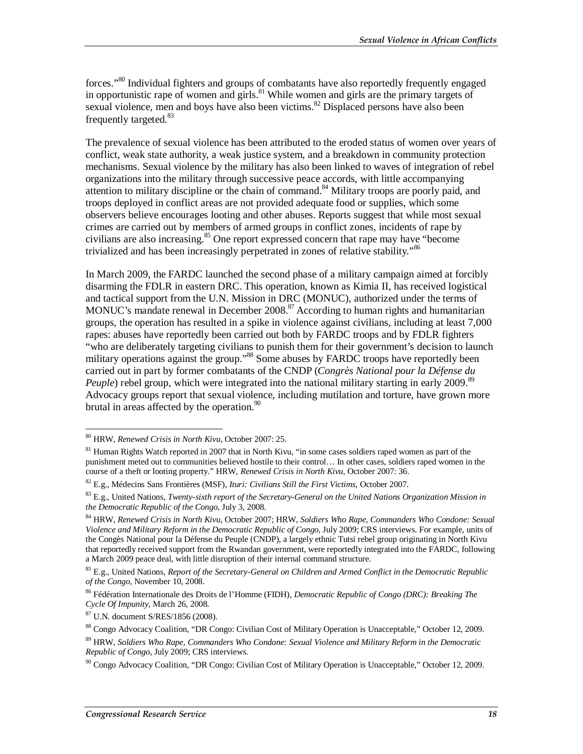forces."[80] Individual fighters and groups of combatants have also reportedly frequently engaged in opportunistic rape of women and girls.[81] While women and girls are the primary targets of sexual violence, men and boys have also been victims.[82] Displaced persons have also been frequently targeted.[83]

The prevalence of sexual violence has been attributed to the eroded status of women over years of conflict, weak state authority, a weak justice system, and a breakdown in community protection mechanisms. Sexual violence by the military has also been linked to waves of integration of rebel organizations into the military through successive peace accords, with little accompanying attention to military discipline or the chain of command.[84] Military troops are poorly paid, and troops deployed in conflict areas are not provided adequate food or supplies, which some observers believe encourages looting and other abuses. Reports suggest that while most sexual crimes are carried out by members of armed groups in conflict zones, incidents of rape by civilians are also increasing.[85] One report expressed concern that rape may have "become trivialized and has been increasingly perpetrated in zones of relative stability."[86]

In March 2009, the FARDC launched the second phase of a military campaign aimed at forcibly disarming the FDLR in eastern DRC. This operation, known as Kimia II, has received logistical and tactical support from the U.N. Mission in DRC (MONUC), authorized under the terms of MONUC's mandate renewal in December 2008.[87] According to human rights and humanitarian groups, the operation has resulted in a spike in violence against civilians, including at least 7,000 rapes: abuses have reportedly been carried out both by FARDC troops and by FDLR fighters "who are deliberately targeting civilians to punish them for their government's decision to launch military operations against the group."[88] Some abuses by FARDC troops have reportedly been carried out in part by former combatants of the CNDP (*Congrès National pour la Défense du Peuple*) rebel group, which were integrated into the national military starting in early 2009.[89] Advocacy groups report that sexual violence, including mutilation and torture, have grown more brutal in areas affected by the operation.[90]

---

[80] HRW, *Renewed Crisis in North Kivu*, October 2007: 25.

[81] Human Rights Watch reported in 2007 that in North Kivu, "in some cases soldiers raped women as part of the punishment meted out to communities believed hostile to their control… In other cases, soldiers raped women in the course of a theft or looting property." HRW, *Renewed Crisis in North Kivu*, October 2007: 36.

[82] E.g., Médecins Sans Frontières (MSF), *Ituri: Civilians Still the First Victims*, October 2007.

[83] E.g., United Nations, *Twenty-sixth report of the Secretary-General on the United Nations Organization Mission in the Democratic Republic of the Congo*, July 3, 2008.

[84] HRW, *Renewed Crisis in North Kivu*, October 2007; HRW, *Soldiers Who Rape, Commanders Who Condone: Sexual Violence and Military Reform in the Democratic Republic of Congo*, July 2009; CRS interviews. For example, units of the Congès National pour la Défense du Peuple (CNDP), a largely ethnic Tutsi rebel group originating in North Kivu that reportedly received support from the Rwandan government, were reportedly integrated into the FARDC, following a March 2009 peace deal, with little disruption of their internal command structure.

[85] E.g., United Nations, *Report of the Secretary-General on Children and Armed Conflict in the Democratic Republic of the Congo*, November 10, 2008.

[86] Fédération Internationale des Droits de l'Homme (FIDH), *Democratic Republic of Congo (DRC): Breaking The Cycle Of Impunity*, March 26, 2008.

[87] U.N. document S/RES/1856 (2008).

[88] Congo Advocacy Coalition, "DR Congo: Civilian Cost of Military Operation is Unacceptable," October 12, 2009.

[89] HRW, *Soldiers Who Rape, Commanders Who Condone: Sexual Violence and Military Reform in the Democratic Republic of Congo*, July 2009; CRS interviews.

[90] Congo Advocacy Coalition, "DR Congo: Civilian Cost of Military Operation is Unacceptable," October 12, 2009.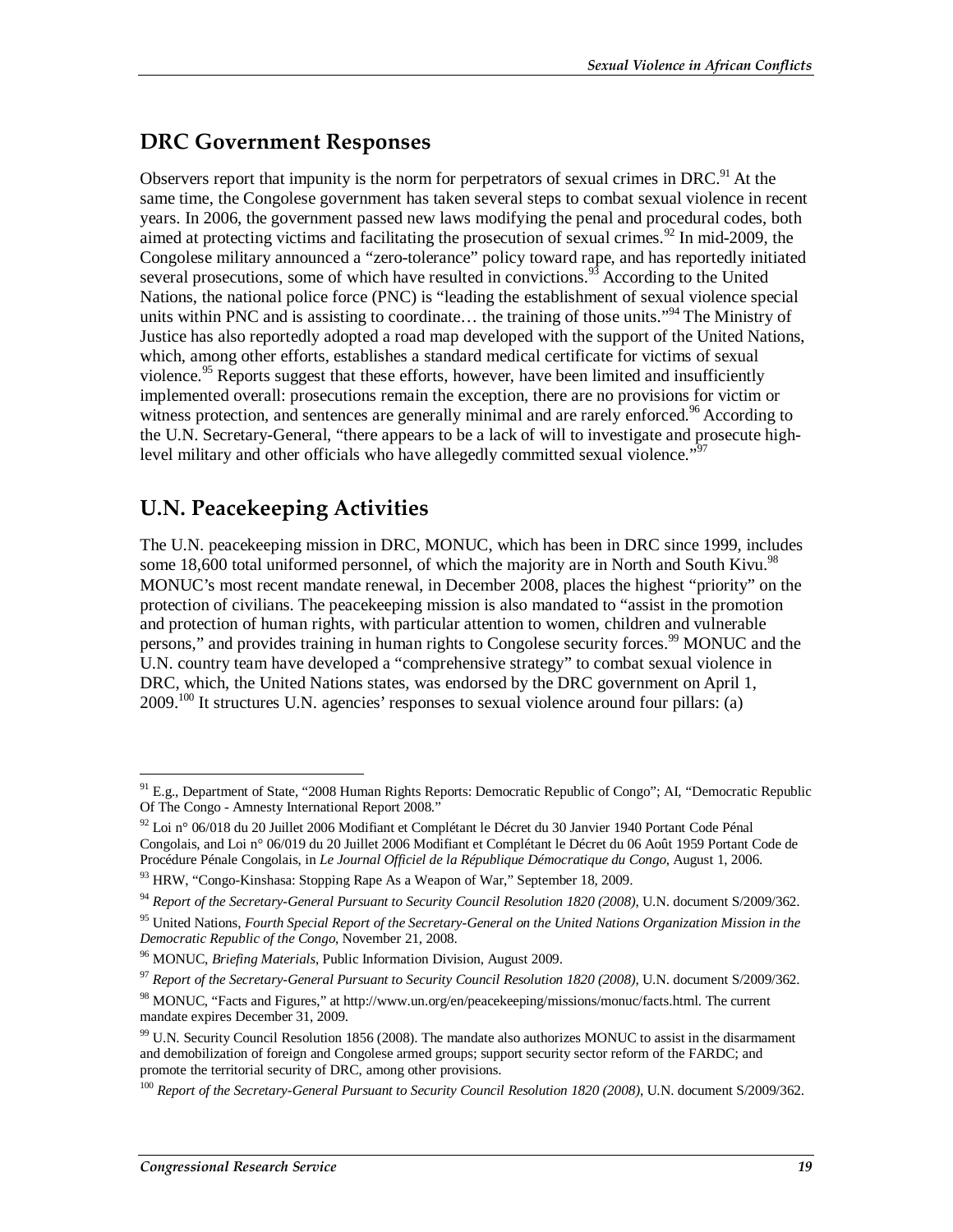## DRC Government Responses

Observers report that impunity is the norm for perpetrators of sexual crimes in DRC.[91] At the same time, the Congolese government has taken several steps to combat sexual violence in recent years. In 2006, the government passed new laws modifying the penal and procedural codes, both aimed at protecting victims and facilitating the prosecution of sexual crimes.[92] In mid-2009, the Congolese military announced a "zero-tolerance" policy toward rape, and has reportedly initiated several prosecutions, some of which have resulted in convictions.[93] According to the United Nations, the national police force (PNC) is "leading the establishment of sexual violence special units within PNC and is assisting to coordinate… the training of those units."[94] The Ministry of Justice has also reportedly adopted a road map developed with the support of the United Nations, which, among other efforts, establishes a standard medical certificate for victims of sexual violence.[95] Reports suggest that these efforts, however, have been limited and insufficiently implemented overall: prosecutions remain the exception, there are no provisions for victim or witness protection, and sentences are generally minimal and are rarely enforced.[96] According to the U.N. Secretary-General, "there appears to be a lack of will to investigate and prosecute high-level military and other officials who have allegedly committed sexual violence."[97]

## U.N. Peacekeeping Activities

The U.N. peacekeeping mission in DRC, MONUC, which has been in DRC since 1999, includes some 18,600 total uniformed personnel, of which the majority are in North and South Kivu.[98] MONUC's most recent mandate renewal, in December 2008, places the highest "priority" on the protection of civilians. The peacekeeping mission is also mandated to "assist in the promotion and protection of human rights, with particular attention to women, children and vulnerable persons," and provides training in human rights to Congolese security forces.[99] MONUC and the U.N. country team have developed a "comprehensive strategy" to combat sexual violence in DRC, which, the United Nations states, was endorsed by the DRC government on April 1, 2009.[100] It structures U.N. agencies' responses to sexual violence around four pillars: (a)

---

[91] E.g., Department of State, "2008 Human Rights Reports: Democratic Republic of Congo"; AI, "Democratic Republic Of The Congo - Amnesty International Report 2008."

[92] Loi n° 06/018 du 20 Juillet 2006 Modifiant et Complétant le Décret du 30 Janvier 1940 Portant Code Pénal Congolais, and Loi n° 06/019 du 20 Juillet 2006 Modifiant et Complétant le Décret du 06 Août 1959 Portant Code de Procédure Pénale Congolais, in *Le Journal Officiel de la République Démocratique du Congo*, August 1, 2006.

[93] HRW, "Congo-Kinshasa: Stopping Rape As a Weapon of War," September 18, 2009.

[94] *Report of the Secretary-General Pursuant to Security Council Resolution 1820 (2008)*, U.N. document S/2009/362.

[95] United Nations, *Fourth Special Report of the Secretary-General on the United Nations Organization Mission in the Democratic Republic of the Congo*, November 21, 2008.

[96] MONUC, *Briefing Materials*, Public Information Division, August 2009.

[97] *Report of the Secretary-General Pursuant to Security Council Resolution 1820 (2008)*, U.N. document S/2009/362.

[98] MONUC, "Facts and Figures," at http://www.un.org/en/peacekeeping/missions/monuc/facts.html. The current mandate expires December 31, 2009.

[99] U.N. Security Council Resolution 1856 (2008). The mandate also authorizes MONUC to assist in the disarmament and demobilization of foreign and Congolese armed groups; support security sector reform of the FARDC; and promote the territorial security of DRC, among other provisions.

[100] *Report of the Secretary-General Pursuant to Security Council Resolution 1820 (2008)*, U.N. document S/2009/362.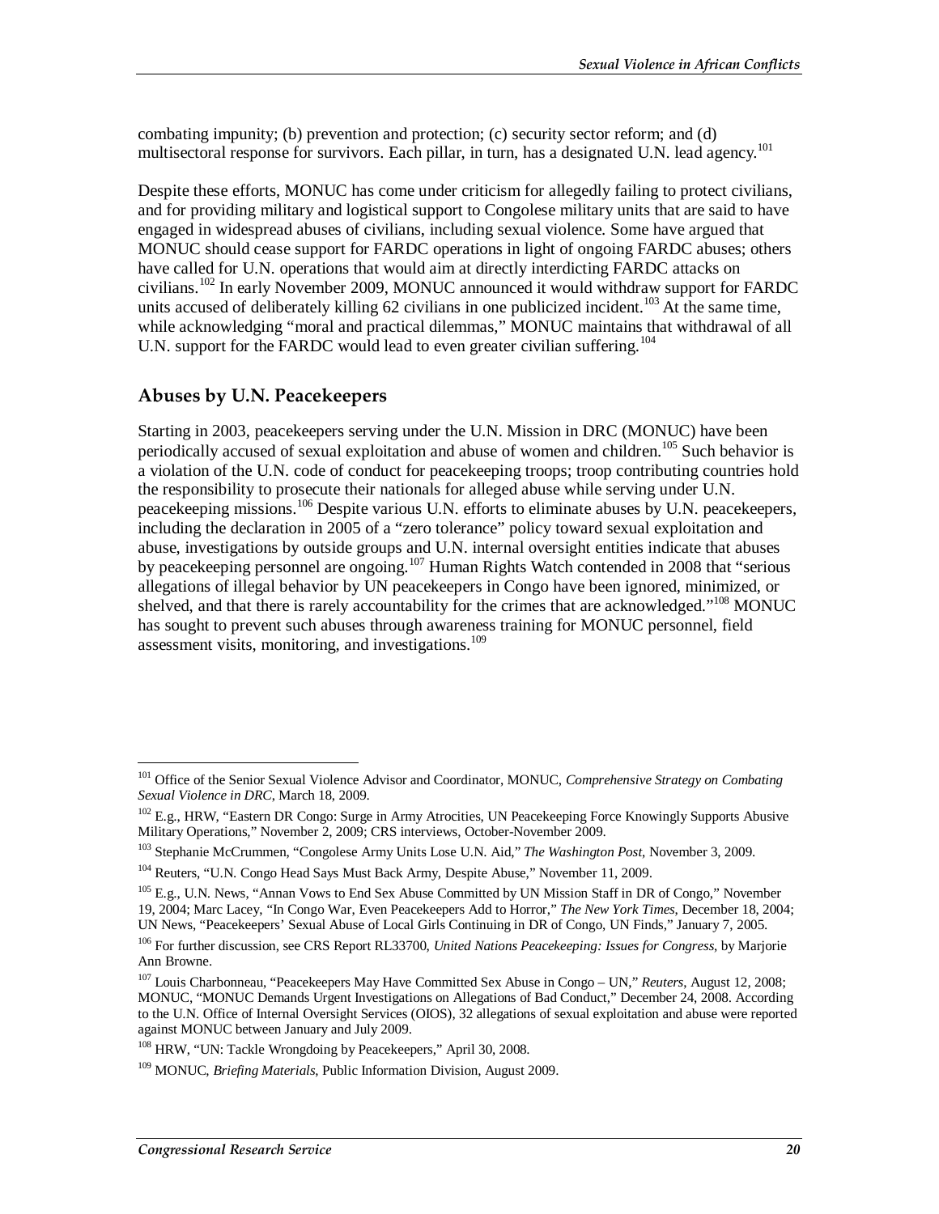combating impunity; (b) prevention and protection; (c) security sector reform; and (d) multisectoral response for survivors. Each pillar, in turn, has a designated U.N. lead agency.[101]

Despite these efforts, MONUC has come under criticism for allegedly failing to protect civilians, and for providing military and logistical support to Congolese military units that are said to have engaged in widespread abuses of civilians, including sexual violence. Some have argued that MONUC should cease support for FARDC operations in light of ongoing FARDC abuses; others have called for U.N. operations that would aim at directly interdicting FARDC attacks on civilians.[102] In early November 2009, MONUC announced it would withdraw support for FARDC units accused of deliberately killing 62 civilians in one publicized incident.[103] At the same time, while acknowledging "moral and practical dilemmas," MONUC maintains that withdrawal of all U.N. support for the FARDC would lead to even greater civilian suffering.[104]

## Abuses by U.N. Peacekeepers

Starting in 2003, peacekeepers serving under the U.N. Mission in DRC (MONUC) have been periodically accused of sexual exploitation and abuse of women and children.[105] Such behavior is a violation of the U.N. code of conduct for peacekeeping troops; troop contributing countries hold the responsibility to prosecute their nationals for alleged abuse while serving under U.N. peacekeeping missions.[106] Despite various U.N. efforts to eliminate abuses by U.N. peacekeepers, including the declaration in 2005 of a "zero tolerance" policy toward sexual exploitation and abuse, investigations by outside groups and U.N. internal oversight entities indicate that abuses by peacekeeping personnel are ongoing.[107] Human Rights Watch contended in 2008 that "serious allegations of illegal behavior by UN peacekeepers in Congo have been ignored, minimized, or shelved, and that there is rarely accountability for the crimes that are acknowledged."[108] MONUC has sought to prevent such abuses through awareness training for MONUC personnel, field assessment visits, monitoring, and investigations.[109]

---

[101] Office of the Senior Sexual Violence Advisor and Coordinator, MONUC, *Comprehensive Strategy on Combating Sexual Violence in DRC*, March 18, 2009.

[102] E.g., HRW, "Eastern DR Congo: Surge in Army Atrocities, UN Peacekeeping Force Knowingly Supports Abusive Military Operations," November 2, 2009; CRS interviews, October-November 2009.

[103] Stephanie McCrummen, "Congolese Army Units Lose U.N. Aid," *The Washington Post*, November 3, 2009.

[104] Reuters, "U.N. Congo Head Says Must Back Army, Despite Abuse," November 11, 2009.

[105] E.g., U.N. News, "Annan Vows to End Sex Abuse Committed by UN Mission Staff in DR of Congo," November 19, 2004; Marc Lacey, "In Congo War, Even Peacekeepers Add to Horror," *The New York Times*, December 18, 2004; UN News, "Peacekeepers' Sexual Abuse of Local Girls Continuing in DR of Congo, UN Finds," January 7, 2005.

[106] For further discussion, see CRS Report RL33700, *United Nations Peacekeeping: Issues for Congress*, by Marjorie Ann Browne.

[107] Louis Charbonneau, "Peacekeepers May Have Committed Sex Abuse in Congo – UN," *Reuters*, August 12, 2008; MONUC, "MONUC Demands Urgent Investigations on Allegations of Bad Conduct," December 24, 2008. According to the U.N. Office of Internal Oversight Services (OIOS), 32 allegations of sexual exploitation and abuse were reported against MONUC between January and July 2009.

[108] HRW, "UN: Tackle Wrongdoing by Peacekeepers," April 30, 2008.

[109] MONUC, *Briefing Materials*, Public Information Division, August 2009.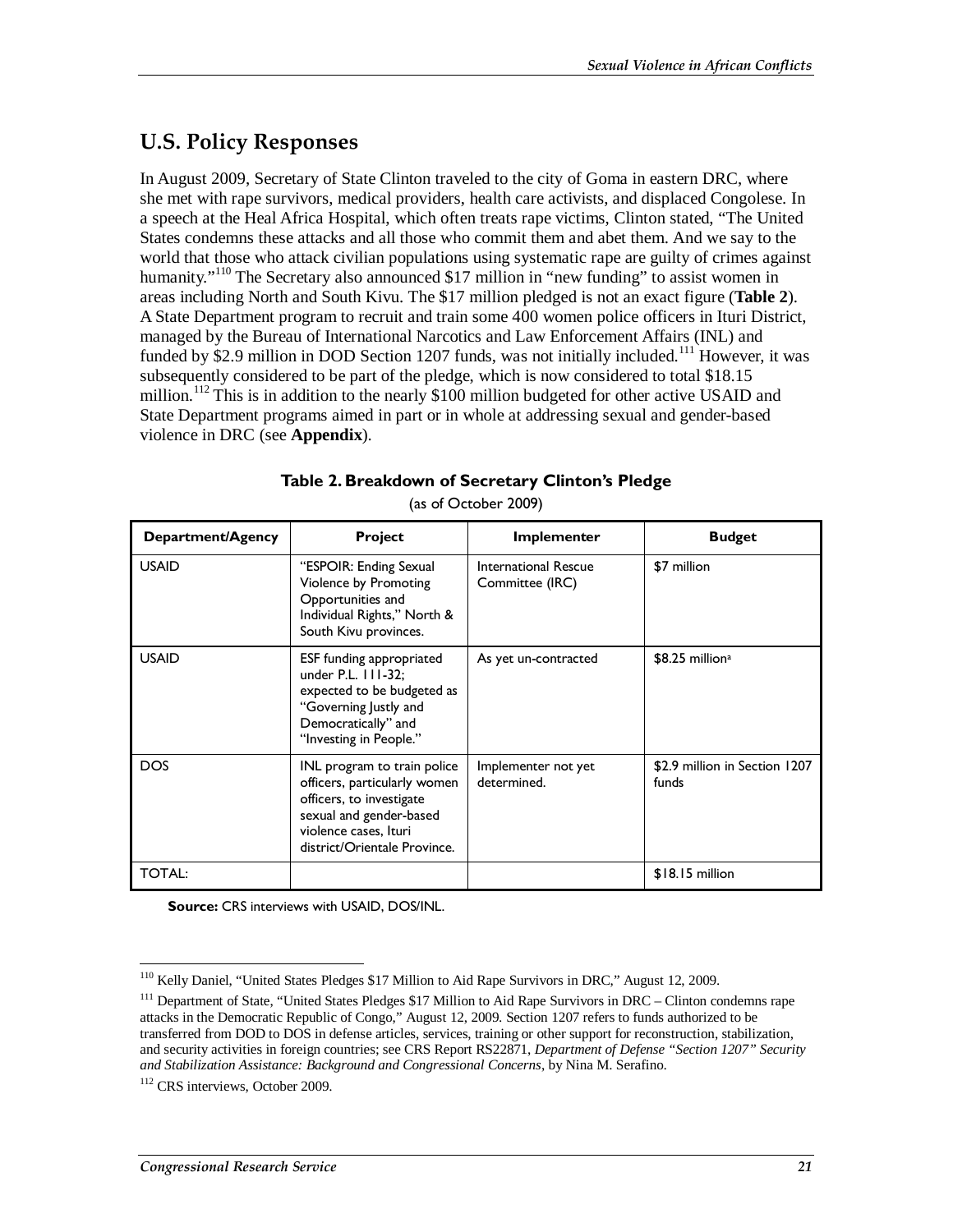## U.S. Policy Responses

In August 2009, Secretary of State Clinton traveled to the city of Goma in eastern DRC, where she met with rape survivors, medical providers, health care activists, and displaced Congolese. In a speech at the Heal Africa Hospital, which often treats rape victims, Clinton stated, "The United States condemns these attacks and all those who commit them and abet them. And we say to the world that those who attack civilian populations using systematic rape are guilty of crimes against humanity."[110] The Secretary also announced $17 million in "new funding" to assist women in areas including North and South Kivu. The $17 million pledged is not an exact figure (**Table 2**). A State Department program to recruit and train some 400 women police officers in Ituri District, managed by the Bureau of International Narcotics and Law Enforcement Affairs (INL) and funded by $2.9 million in DOD Section 1207 funds, was not initially included.[111] However, it was subsequently considered to be part of the pledge, which is now considered to total $18.15 million.[112] This is in addition to the nearly $100 million budgeted for other active USAID and State Department programs aimed in part or in whole at addressing sexual and gender-based violence in DRC (see **Appendix**).

**Table 2. Breakdown of Secretary Clinton's Pledge**

(as of October 2009)

| Department/Agency | Project | Implementer | Budget |
| --- | --- | --- | --- |
| USAID | "ESPOIR: Ending Sexual Violence by Promoting Opportunities and Individual Rights," North & South Kivu provinces. | International Rescue Committee (IRC) | $7 million |
| USAID | ESF funding appropriated under P.L. 111-32; expected to be budgeted as "Governing Justly and Democratically" and "Investing in People." | As yet un-contracted | $8.25 million[a] |
| DOS | INL program to train police officers, particularly women officers, to investigate sexual and gender-based violence cases, Ituri district/Orientale Province. | Implementer not yet determined. | $2.9 million in Section 1207 funds |
| TOTAL: | | | $18.15 million |

**Source:** CRS interviews with USAID, DOS/INL.

---

[110] Kelly Daniel, "United States Pledges $17 Million to Aid Rape Survivors in DRC," August 12, 2009.

[111] Department of State, "United States Pledges $17 Million to Aid Rape Survivors in DRC – Clinton condemns rape attacks in the Democratic Republic of Congo," August 12, 2009. Section 1207 refers to funds authorized to be transferred from DOD to DOS in defense articles, services, training or other support for reconstruction, stabilization, and security activities in foreign countries; see CRS Report RS22871, *Department of Defense "Section 1207" Security and Stabilization Assistance: Background and Congressional Concerns*, by Nina M. Serafino.

[112] CRS interviews, October 2009.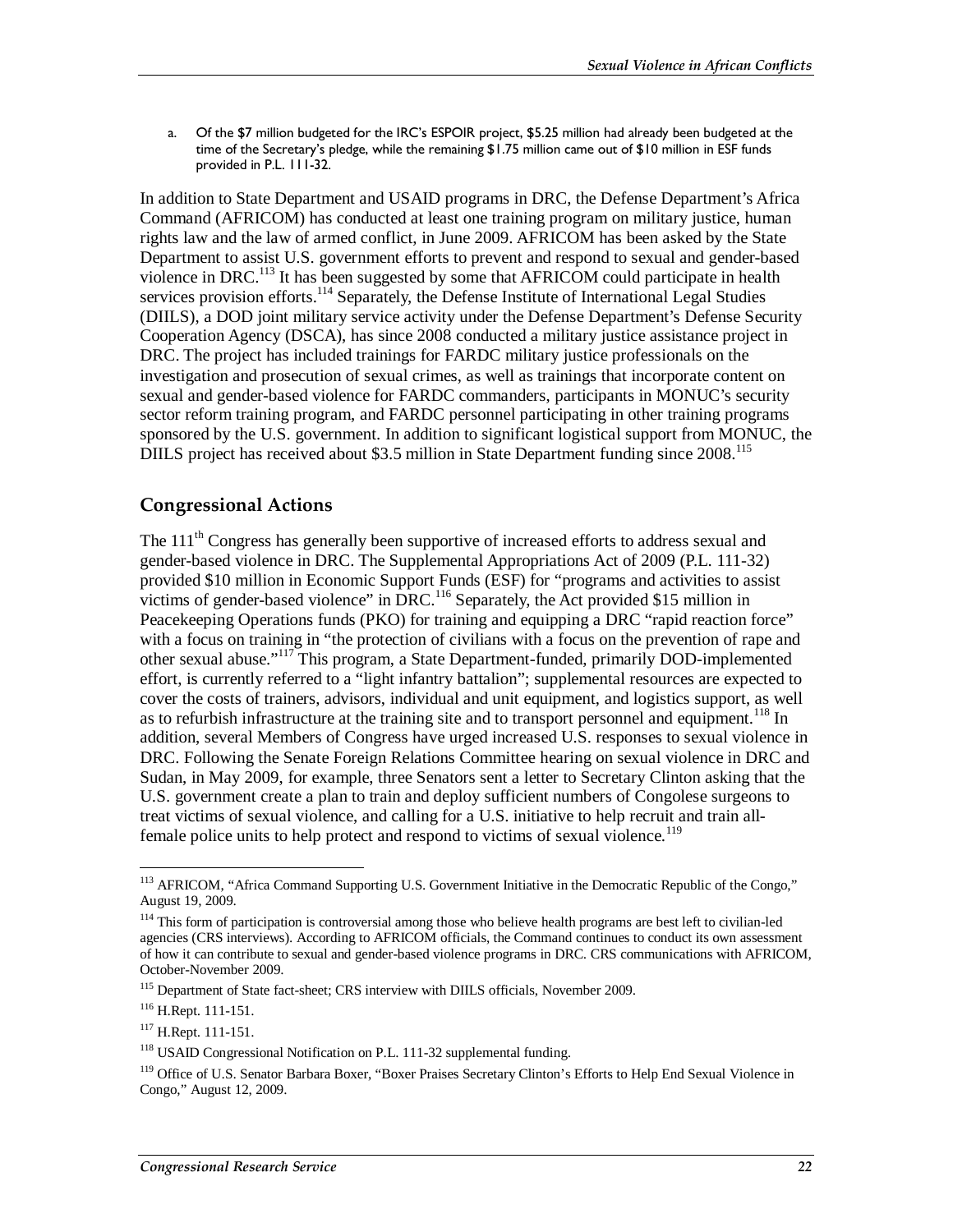a. Of the $7 million budgeted for the IRC's ESPOIR project, $5.25 million had already been budgeted at the time of the Secretary's pledge, while the remaining $1.75 million came out of $10 million in ESF funds provided in P.L. 111-32.

In addition to State Department and USAID programs in DRC, the Defense Department's Africa Command (AFRICOM) has conducted at least one training program on military justice, human rights law and the law of armed conflict, in June 2009. AFRICOM has been asked by the State Department to assist U.S. government efforts to prevent and respond to sexual and gender-based violence in DRC.[113] It has been suggested by some that AFRICOM could participate in health services provision efforts.[114] Separately, the Defense Institute of International Legal Studies (DIILS), a DOD joint military service activity under the Defense Department's Defense Security Cooperation Agency (DSCA), has since 2008 conducted a military justice assistance project in DRC. The project has included trainings for FARDC military justice professionals on the investigation and prosecution of sexual crimes, as well as trainings that incorporate content on sexual and gender-based violence for FARDC commanders, participants in MONUC's security sector reform training program, and FARDC personnel participating in other training programs sponsored by the U.S. government. In addition to significant logistical support from MONUC, the DIILS project has received about $3.5 million in State Department funding since 2008.[115]

## Congressional Actions

The 111th Congress has generally been supportive of increased efforts to address sexual and gender-based violence in DRC. The Supplemental Appropriations Act of 2009 (P.L. 111-32) provided $10 million in Economic Support Funds (ESF) for "programs and activities to assist victims of gender-based violence" in DRC.[116] Separately, the Act provided $15 million in Peacekeeping Operations funds (PKO) for training and equipping a DRC "rapid reaction force" with a focus on training in "the protection of civilians with a focus on the prevention of rape and other sexual abuse."[117] This program, a State Department-funded, primarily DOD-implemented effort, is currently referred to a "light infantry battalion"; supplemental resources are expected to cover the costs of trainers, advisors, individual and unit equipment, and logistics support, as well as to refurbish infrastructure at the training site and to transport personnel and equipment.[118] In addition, several Members of Congress have urged increased U.S. responses to sexual violence in DRC. Following the Senate Foreign Relations Committee hearing on sexual violence in DRC and Sudan, in May 2009, for example, three Senators sent a letter to Secretary Clinton asking that the U.S. government create a plan to train and deploy sufficient numbers of Congolese surgeons to treat victims of sexual violence, and calling for a U.S. initiative to help recruit and train all-female police units to help protect and respond to victims of sexual violence.[119]

---

[113] AFRICOM, "Africa Command Supporting U.S. Government Initiative in the Democratic Republic of the Congo," August 19, 2009.

[114] This form of participation is controversial among those who believe health programs are best left to civilian-led agencies (CRS interviews). According to AFRICOM officials, the Command continues to conduct its own assessment of how it can contribute to sexual and gender-based violence programs in DRC. CRS communications with AFRICOM, October-November 2009.

[115] Department of State fact-sheet; CRS interview with DIILS officials, November 2009.

[116] H.Rept. 111-151.

[117] H.Rept. 111-151.

[118] USAID Congressional Notification on P.L. 111-32 supplemental funding.

[119] Office of U.S. Senator Barbara Boxer, "Boxer Praises Secretary Clinton's Efforts to Help End Sexual Violence in Congo," August 12, 2009.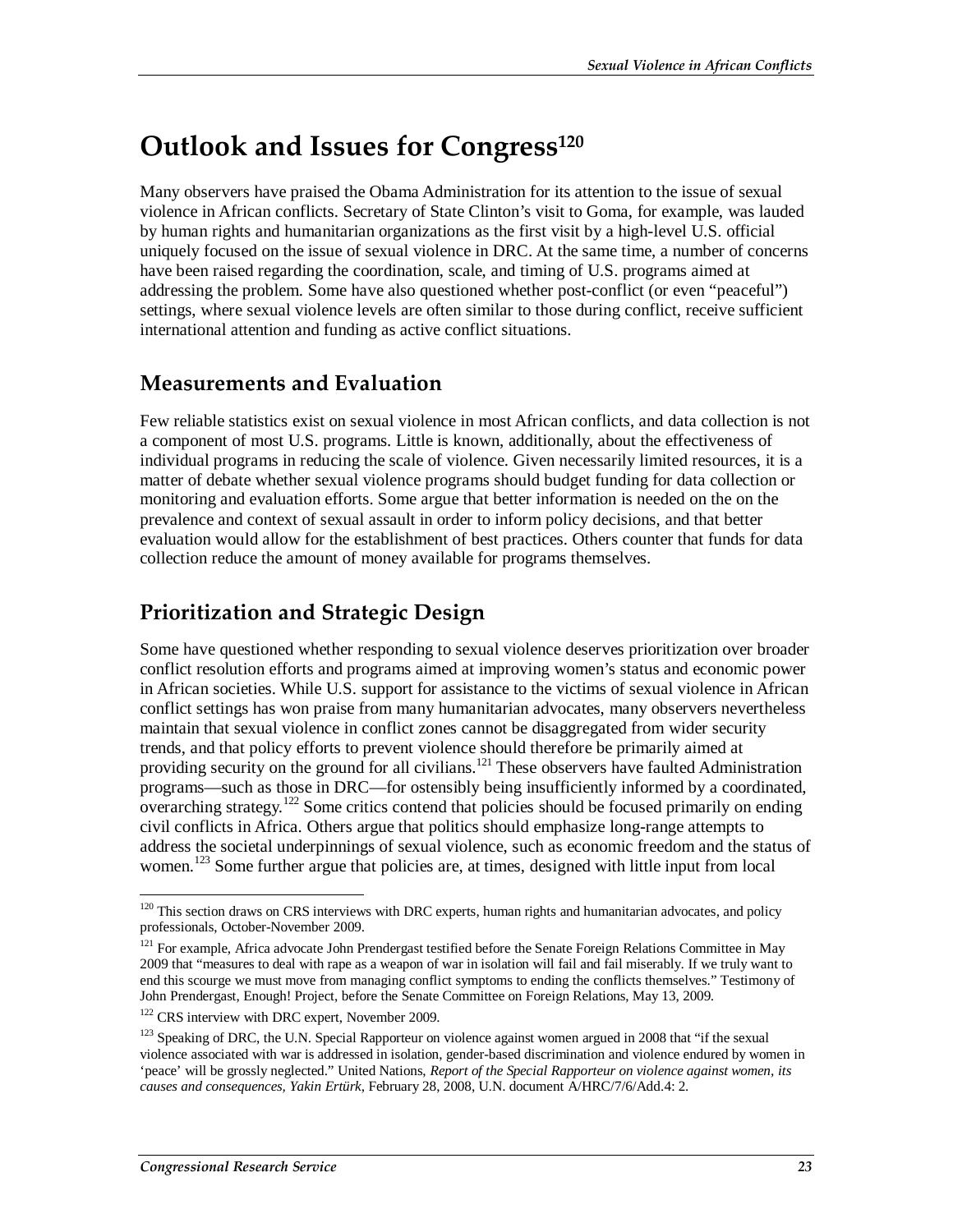# Outlook and Issues for Congress[120]

Many observers have praised the Obama Administration for its attention to the issue of sexual violence in African conflicts. Secretary of State Clinton's visit to Goma, for example, was lauded by human rights and humanitarian organizations as the first visit by a high-level U.S. official uniquely focused on the issue of sexual violence in DRC. At the same time, a number of concerns have been raised regarding the coordination, scale, and timing of U.S. programs aimed at addressing the problem. Some have also questioned whether post-conflict (or even "peaceful") settings, where sexual violence levels are often similar to those during conflict, receive sufficient international attention and funding as active conflict situations.

## Measurements and Evaluation

Few reliable statistics exist on sexual violence in most African conflicts, and data collection is not a component of most U.S. programs. Little is known, additionally, about the effectiveness of individual programs in reducing the scale of violence. Given necessarily limited resources, it is a matter of debate whether sexual violence programs should budget funding for data collection or monitoring and evaluation efforts. Some argue that better information is needed on the on the prevalence and context of sexual assault in order to inform policy decisions, and that better evaluation would allow for the establishment of best practices. Others counter that funds for data collection reduce the amount of money available for programs themselves.

## Prioritization and Strategic Design

Some have questioned whether responding to sexual violence deserves prioritization over broader conflict resolution efforts and programs aimed at improving women's status and economic power in African societies. While U.S. support for assistance to the victims of sexual violence in African conflict settings has won praise from many humanitarian advocates, many observers nevertheless maintain that sexual violence in conflict zones cannot be disaggregated from wider security trends, and that policy efforts to prevent violence should therefore be primarily aimed at providing security on the ground for all civilians.[121] These observers have faulted Administration programs—such as those in DRC—for ostensibly being insufficiently informed by a coordinated, overarching strategy.[122] Some critics contend that policies should be focused primarily on ending civil conflicts in Africa. Others argue that politics should emphasize long-range attempts to address the societal underpinnings of sexual violence, such as economic freedom and the status of women.[123] Some further argue that policies are, at times, designed with little input from local

---

[120] This section draws on CRS interviews with DRC experts, human rights and humanitarian advocates, and policy professionals, October-November 2009.

[121] For example, Africa advocate John Prendergast testified before the Senate Foreign Relations Committee in May 2009 that "measures to deal with rape as a weapon of war in isolation will fail and fail miserably. If we truly want to end this scourge we must move from managing conflict symptoms to ending the conflicts themselves." Testimony of John Prendergast, Enough! Project, before the Senate Committee on Foreign Relations, May 13, 2009.

[122] CRS interview with DRC expert, November 2009.

[123] Speaking of DRC, the U.N. Special Rapporteur on violence against women argued in 2008 that "if the sexual violence associated with war is addressed in isolation, gender-based discrimination and violence endured by women in 'peace' will be grossly neglected." United Nations, *Report of the Special Rapporteur on violence against women, its causes and consequences, Yakin Ertürk*, February 28, 2008, U.N. document A/HRC/7/6/Add.4: 2.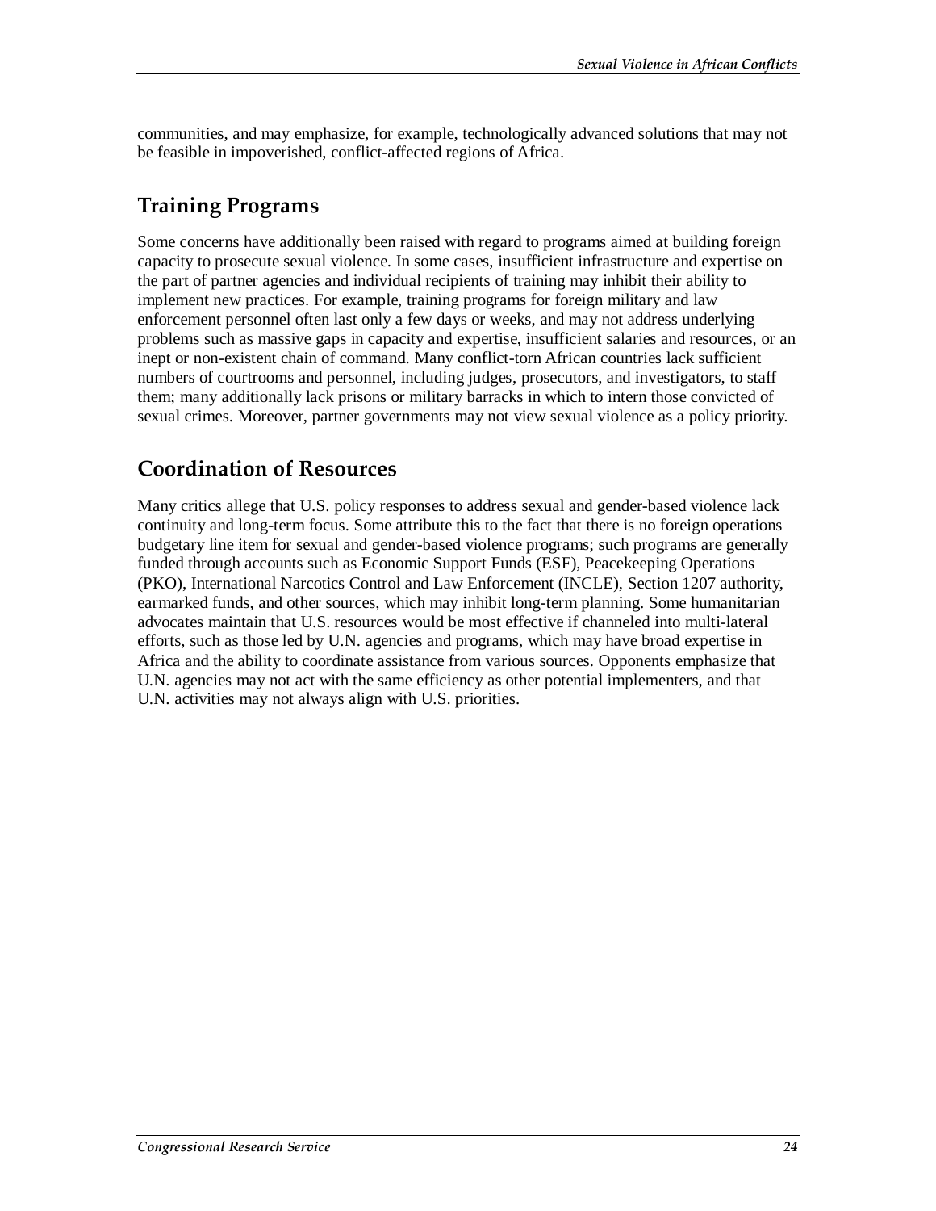communities, and may emphasize, for example, technologically advanced solutions that may not be feasible in impoverished, conflict-affected regions of Africa.

## Training Programs

Some concerns have additionally been raised with regard to programs aimed at building foreign capacity to prosecute sexual violence. In some cases, insufficient infrastructure and expertise on the part of partner agencies and individual recipients of training may inhibit their ability to implement new practices. For example, training programs for foreign military and law enforcement personnel often last only a few days or weeks, and may not address underlying problems such as massive gaps in capacity and expertise, insufficient salaries and resources, or an inept or non-existent chain of command. Many conflict-torn African countries lack sufficient numbers of courtrooms and personnel, including judges, prosecutors, and investigators, to staff them; many additionally lack prisons or military barracks in which to intern those convicted of sexual crimes. Moreover, partner governments may not view sexual violence as a policy priority.

## Coordination of Resources

Many critics allege that U.S. policy responses to address sexual and gender-based violence lack continuity and long-term focus. Some attribute this to the fact that there is no foreign operations budgetary line item for sexual and gender-based violence programs; such programs are generally funded through accounts such as Economic Support Funds (ESF), Peacekeeping Operations (PKO), International Narcotics Control and Law Enforcement (INCLE), Section 1207 authority, earmarked funds, and other sources, which may inhibit long-term planning. Some humanitarian advocates maintain that U.S. resources would be most effective if channeled into multi-lateral efforts, such as those led by U.N. agencies and programs, which may have broad expertise in Africa and the ability to coordinate assistance from various sources. Opponents emphasize that U.N. agencies may not act with the same efficiency as other potential implementers, and that U.N. activities may not always align with U.S. priorities.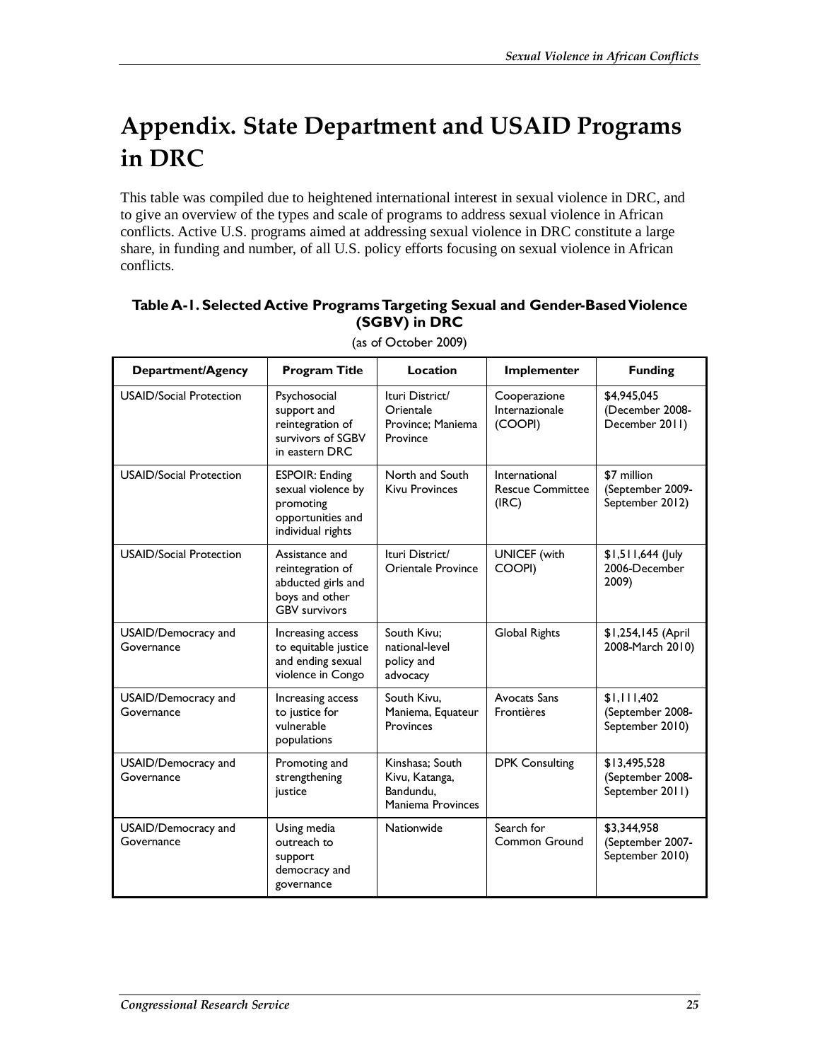# Appendix. State Department and USAID Programs in DRC

This table was compiled due to heightened international interest in sexual violence in DRC, and to give an overview of the types and scale of programs to address sexual violence in African conflicts. Active U.S. programs aimed at addressing sexual violence in DRC constitute a large share, in funding and number, of all U.S. policy efforts focusing on sexual violence in African conflicts.

**Table A-1. Selected Active Programs Targeting Sexual and Gender-Based Violence (SGBV) in DRC**

(as of October 2009)

| Department/Agency | Program Title | Location | Implementer | Funding |
|---|---|---|---|---|
| USAID/Social Protection | Psychosocial support and reintegration of survivors of SGBV in eastern DRC | Ituri District/ Orientale Province; Maniema Province | Cooperazione Internazionale (COOPI) | $4,945,045 (December 2008-December 2011) |
| USAID/Social Protection | ESPOIR: Ending sexual violence by promoting opportunities and individual rights | North and South Kivu Provinces | International Rescue Committee (IRC) | $7 million (September 2009-September 2012) |
| USAID/Social Protection | Assistance and reintegration of abducted girls and boys and other GBV survivors | Ituri District/ Orientale Province | UNICEF (with COOPI) | $1,511,644 (July 2006-December 2009) |
| USAID/Democracy and Governance | Increasing access to equitable justice and ending sexual violence in Congo | South Kivu; national-level policy and advocacy | Global Rights | $1,254,145 (April 2008-March 2010) |
| USAID/Democracy and Governance | Increasing access to justice for vulnerable populations | South Kivu, Maniema, Equateur Provinces | Avocats Sans Frontières | $1,111,402 (September 2008-September 2010) |
| USAID/Democracy and Governance | Promoting and strengthening justice | Kinshasa; South Kivu, Katanga, Bandundu, Maniema Provinces | DPK Consulting | $13,495,528 (September 2008-September 2011) |
| USAID/Democracy and Governance | Using media outreach to support democracy and governance | Nationwide | Search for Common Ground | $3,344,958 (September 2007-September 2010) |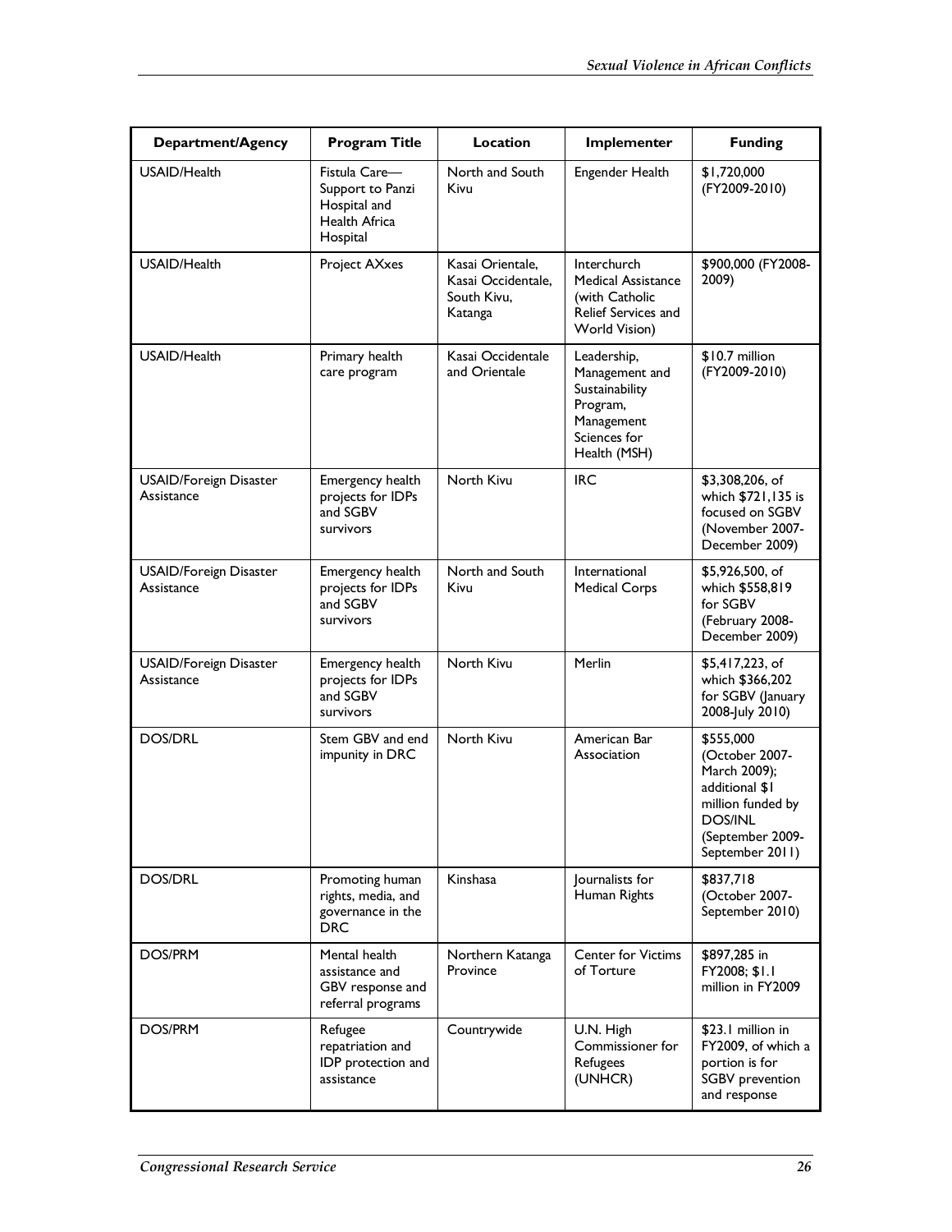| Department/Agency | Program Title | Location | Implementer | Funding |
|---|---|---|---|---|
| USAID/Health | Fistula Care—Support to Panzi Hospital and Health Africa Hospital | North and South Kivu | Engender Health | $1,720,000 (FY2009-2010) |
| USAID/Health | Project AXxes | Kasai Orientale, Kasai Occidentale, South Kivu, Katanga | Interchurch Medical Assistance (with Catholic Relief Services and World Vision) | $900,000 (FY2008-2009) |
| USAID/Health | Primary health care program | Kasai Occidentale and Orientale | Leadership, Management and Sustainability Program, Management Sciences for Health (MSH) | $10.7 million (FY2009-2010) |
| USAID/Foreign Disaster Assistance | Emergency health projects for IDPs and SGBV survivors | North Kivu | IRC | $3,308,206, of which $721,135 is focused on SGBV (November 2007-December 2009) |
| USAID/Foreign Disaster Assistance | Emergency health projects for IDPs and SGBV survivors | North and South Kivu | International Medical Corps | $5,926,500, of which $558,819 for SGBV (February 2008-December 2009) |
| USAID/Foreign Disaster Assistance | Emergency health projects for IDPs and SGBV survivors | North Kivu | Merlin | $5,417,223, of which $366,202 for SGBV (January 2008-July 2010) |
| DOS/DRL | Stem GBV and end impunity in DRC | North Kivu | American Bar Association | $555,000 (October 2007-March 2009); additional $1 million funded by DOS/INL (September 2009-September 2011) |
| DOS/DRL | Promoting human rights, media, and governance in the DRC | Kinshasa | Journalists for Human Rights | $837,718 (October 2007-September 2010) |
| DOS/PRM | Mental health assistance and GBV response and referral programs | Northern Katanga Province | Center for Victims of Torture | $897,285 in FY2008; $1.1 million in FY2009 |
| DOS/PRM | Refugee repatriation and IDP protection and assistance | Countrywide | U.N. High Commissioner for Refugees (UNHCR) | $23.1 million in FY2009, of which a portion is for SGBV prevention and response |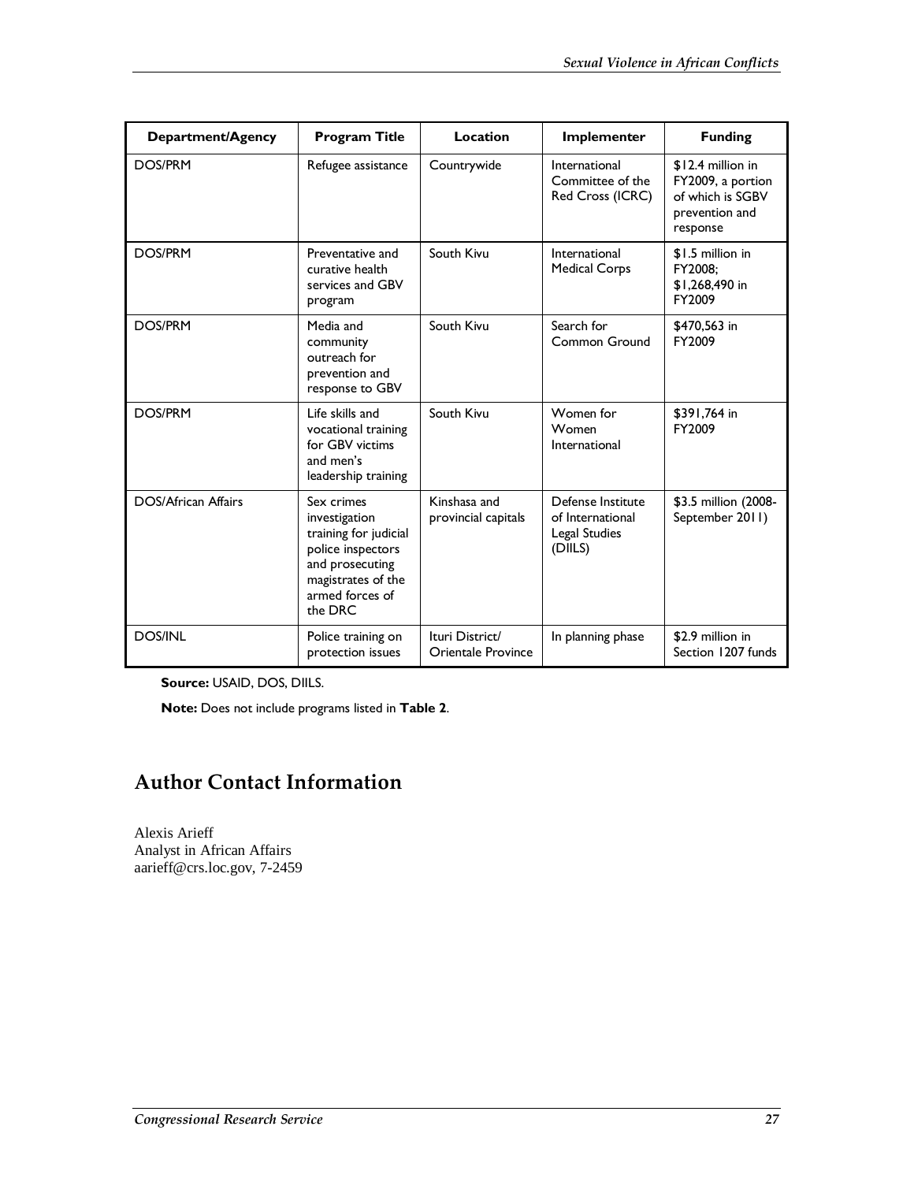| Department/Agency | Program Title | Location | Implementer | Funding |
|---|---|---|---|---|
| DOS/PRM | Refugee assistance | Countrywide | International Committee of the Red Cross (ICRC) | $12.4 million in FY2009, a portion of which is SGBV prevention and response |
| DOS/PRM | Preventative and curative health services and GBV program | South Kivu | International Medical Corps | $1.5 million in FY2008; $1,268,490 in FY2009 |
| DOS/PRM | Media and community outreach for prevention and response to GBV | South Kivu | Search for Common Ground | $470,563 in FY2009 |
| DOS/PRM | Life skills and vocational training for GBV victims and men's leadership training | South Kivu | Women for Women International | $391,764 in FY2009 |
| DOS/African Affairs | Sex crimes investigation training for judicial police inspectors and prosecuting magistrates of the armed forces of the DRC | Kinshasa and provincial capitals | Defense Institute of International Legal Studies (DIILS) | $3.5 million (2008-September 2011) |
| DOS/INL | Police training on protection issues | Ituri District/ Orientale Province | In planning phase | $2.9 million in Section 1207 funds |

**Source:** USAID, DOS, DIILS.

**Note:** Does not include programs listed in **Table 2**.

## Author Contact Information

Alexis Arieff
Analyst in African Affairs
aarieff@crs.loc.gov, 7-2459